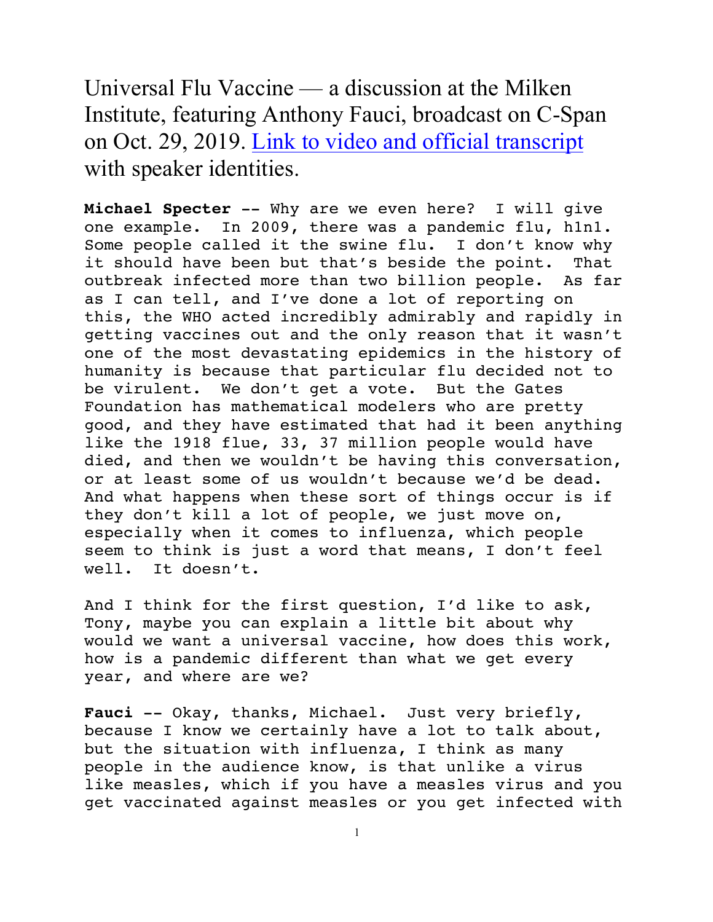Universal Flu Vaccine — a discussion at the Milken Institute, featuring Anthony Fauci, broadcast on C-Span on Oct. 29, 2019. [Link to video and official transcript]() with speaker identities.

**Michael Specter --** Why are we even here? I will give one example. In 2009, there was a pandemic flu, h1n1. Some people called it the swine flu. I don't know why it should have been but that's beside the point. That outbreak infected more than two billion people. As far as I can tell, and I've done a lot of reporting on this, the WHO acted incredibly admirably and rapidly in getting vaccines out and the only reason that it wasn't one of the most devastating epidemics in the history of humanity is because that particular flu decided not to be virulent. We don't get a vote. But the Gates Foundation has mathematical modelers who are pretty good, and they have estimated that had it been anything like the 1918 flue, 33, 37 million people would have died, and then we wouldn't be having this conversation, or at least some of us wouldn't because we'd be dead. And what happens when these sort of things occur is if they don't kill a lot of people, we just move on, especially when it comes to influenza, which people seem to think is just a word that means, I don't feel well. It doesn't.

And I think for the first question, I'd like to ask, Tony, maybe you can explain a little bit about why would we want a universal vaccine, how does this work, how is a pandemic different than what we get every year, and where are we?

**Fauci --** Okay, thanks, Michael. Just very briefly, because I know we certainly have a lot to talk about, but the situation with influenza, I think as many people in the audience know, is that unlike a virus like measles, which if you have a measles virus and you get vaccinated against measles or you get infected with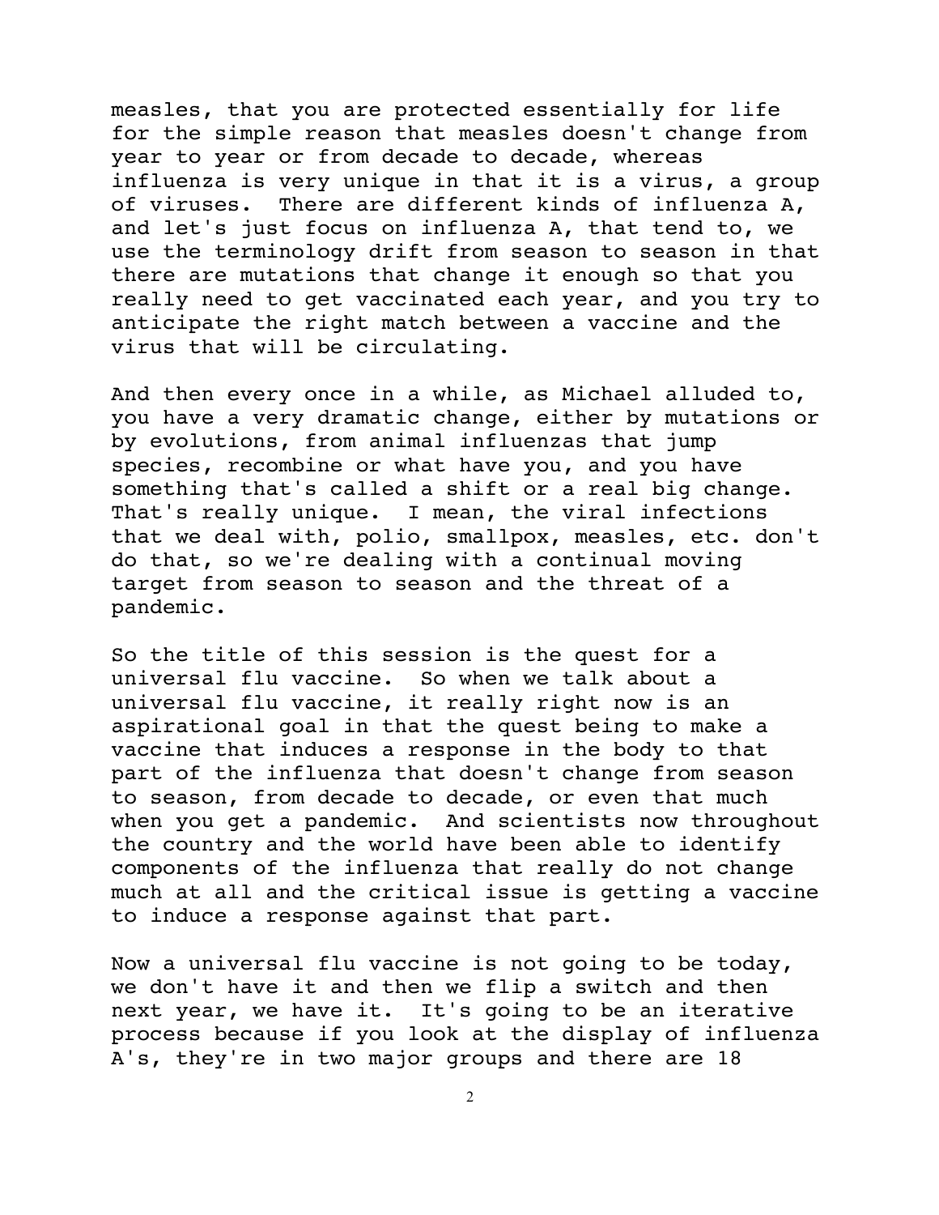measles, that you are protected essentially for life for the simple reason that measles doesn't change from year to year or from decade to decade, whereas influenza is very unique in that it is a virus, a group of viruses. There are different kinds of influenza A, and let's just focus on influenza A, that tend to, we use the terminology drift from season to season in that there are mutations that change it enough so that you really need to get vaccinated each year, and you try to anticipate the right match between a vaccine and the virus that will be circulating.

And then every once in a while, as Michael alluded to, you have a very dramatic change, either by mutations or by evolutions, from animal influenzas that jump species, recombine or what have you, and you have something that's called a shift or a real big change. That's really unique. I mean, the viral infections that we deal with, polio, smallpox, measles, etc. don't do that, so we're dealing with a continual moving target from season to season and the threat of a pandemic.

So the title of this session is the quest for a universal flu vaccine. So when we talk about a universal flu vaccine, it really right now is an aspirational goal in that the quest being to make a vaccine that induces a response in the body to that part of the influenza that doesn't change from season to season, from decade to decade, or even that much when you get a pandemic. And scientists now throughout the country and the world have been able to identify components of the influenza that really do not change much at all and the critical issue is getting a vaccine to induce a response against that part.

Now a universal flu vaccine is not going to be today, we don't have it and then we flip a switch and then next year, we have it. It's going to be an iterative process because if you look at the display of influenza A's, they're in two major groups and there are 18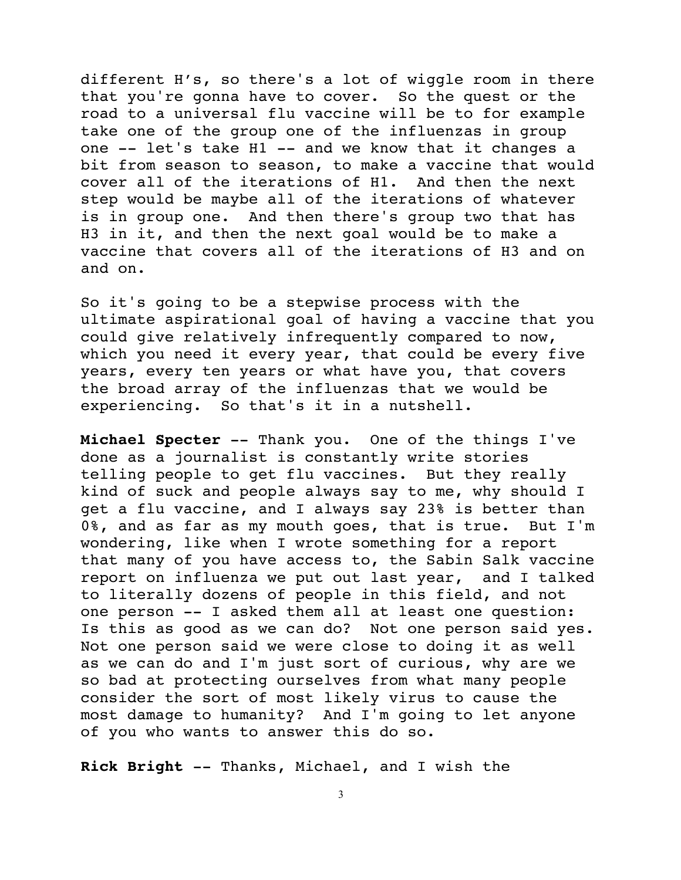different H's, so there's a lot of wiggle room in there that you're gonna have to cover. So the quest or the road to a universal flu vaccine will be to for example take one of the group one of the influenzas in group one -- let's take H1 -- and we know that it changes a bit from season to season, to make a vaccine that would cover all of the iterations of H1. And then the next step would be maybe all of the iterations of whatever is in group one. And then there's group two that has H3 in it, and then the next goal would be to make a vaccine that covers all of the iterations of H3 and on and on.

So it's going to be a stepwise process with the ultimate aspirational goal of having a vaccine that you could give relatively infrequently compared to now, which you need it every year, that could be every five years, every ten years or what have you, that covers the broad array of the influenzas that we would be experiencing. So that's it in a nutshell.

**Michael Specter** -- Thank you. One of the things I've done as a journalist is constantly write stories telling people to get flu vaccines. But they really kind of suck and people always say to me, why should I get a flu vaccine, and I always say 23% is better than 0%, and as far as my mouth goes, that is true. But I'm wondering, like when I wrote something for a report that many of you have access to, the Sabin Salk vaccine report on influenza we put out last year, and I talked to literally dozens of people in this field, and not one person -- I asked them all at least one question: Is this as good as we can do? Not one person said yes. Not one person said we were close to doing it as well as we can do and I'm just sort of curious, why are we so bad at protecting ourselves from what many people consider the sort of most likely virus to cause the most damage to humanity? And I'm going to let anyone of you who wants to answer this do so.

**Rick Bright** -- Thanks, Michael, and I wish the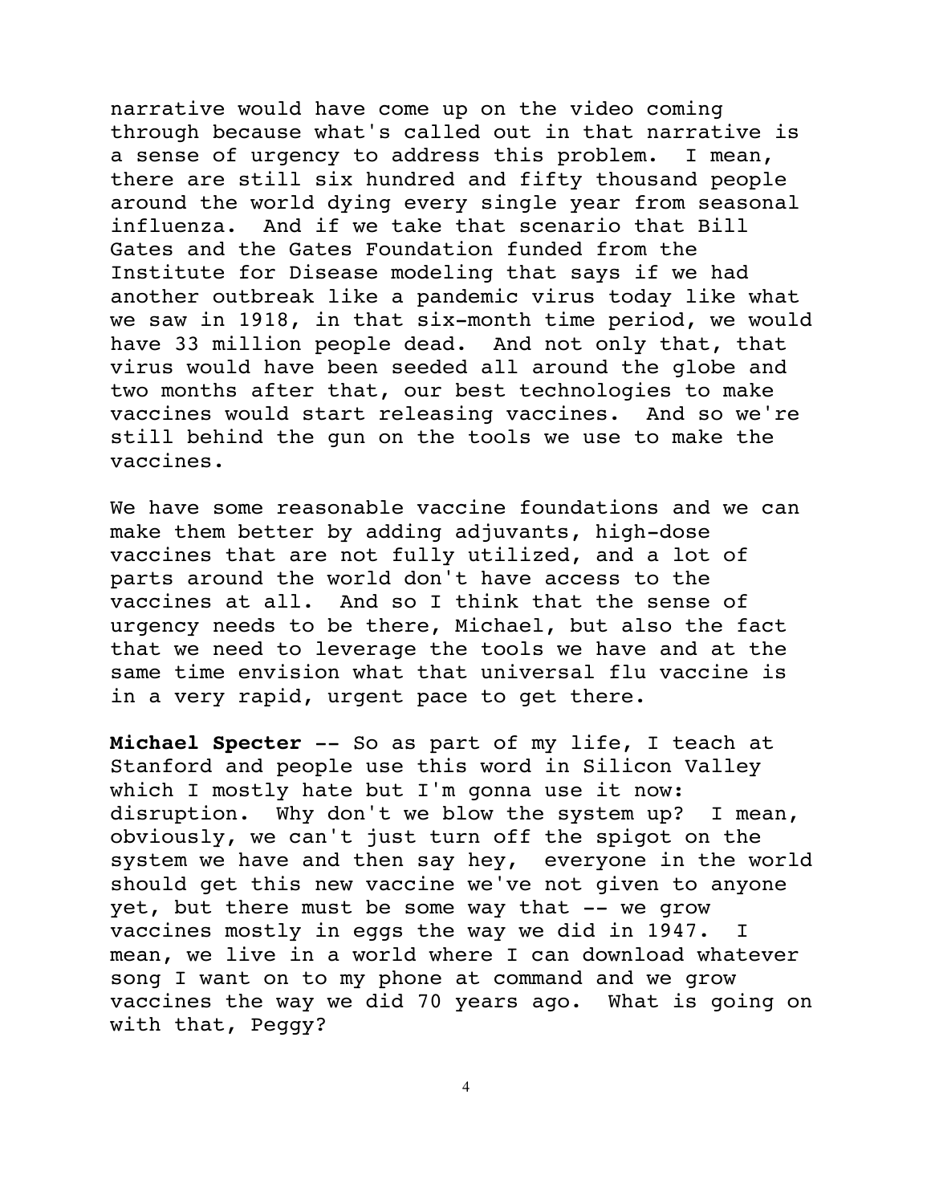narrative would have come up on the video coming through because what's called out in that narrative is a sense of urgency to address this problem. I mean, there are still six hundred and fifty thousand people around the world dying every single year from seasonal influenza. And if we take that scenario that Bill Gates and the Gates Foundation funded from the Institute for Disease modeling that says if we had another outbreak like a pandemic virus today like what we saw in 1918, in that six-month time period, we would have 33 million people dead. And not only that, that virus would have been seeded all around the globe and two months after that, our best technologies to make vaccines would start releasing vaccines. And so we're still behind the gun on the tools we use to make the vaccines.

We have some reasonable vaccine foundations and we can make them better by adding adjuvants, high-dose vaccines that are not fully utilized, and a lot of parts around the world don't have access to the vaccines at all. And so I think that the sense of urgency needs to be there, Michael, but also the fact that we need to leverage the tools we have and at the same time envision what that universal flu vaccine is in a very rapid, urgent pace to get there.

**Michael Specter** -- So as part of my life, I teach at Stanford and people use this word in Silicon Valley which I mostly hate but I'm gonna use it now: disruption. Why don't we blow the system up? I mean, obviously, we can't just turn off the spigot on the system we have and then say hey, everyone in the world should get this new vaccine we've not given to anyone yet, but there must be some way that -- we grow vaccines mostly in eggs the way we did in 1947. I mean, we live in a world where I can download whatever song I want on to my phone at command and we grow vaccines the way we did 70 years ago. What is going on with that, Peggy?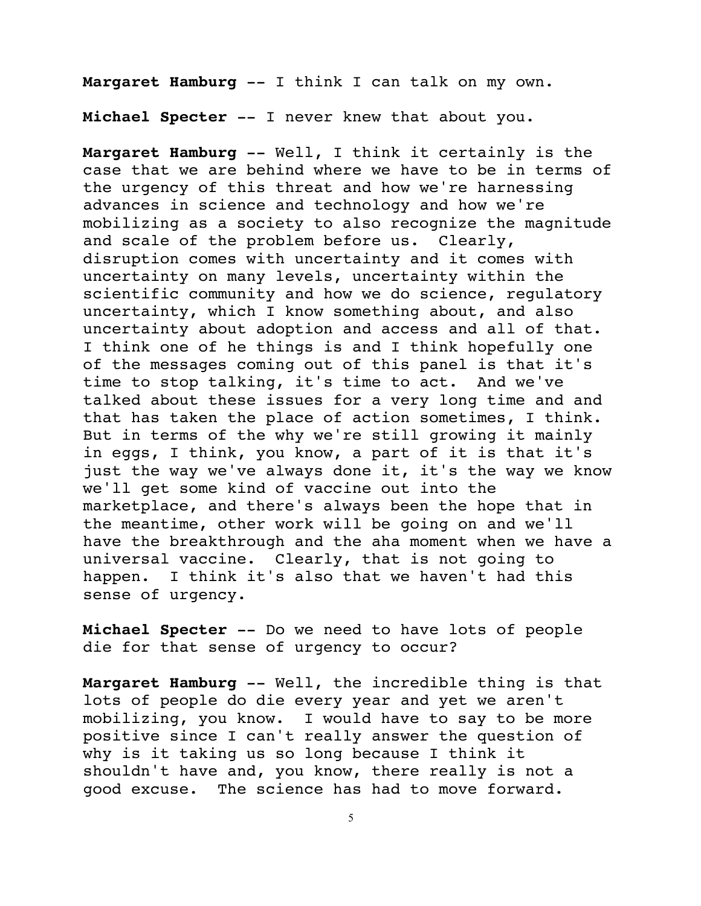**Margaret Hamburg --** I think I can talk on my own.

**Michael Specter --** I never knew that about you.

**Margaret Hamburg --** Well, I think it certainly is the case that we are behind where we have to be in terms of the urgency of this threat and how we're harnessing advances in science and technology and how we're mobilizing as a society to also recognize the magnitude and scale of the problem before us. Clearly, disruption comes with uncertainty and it comes with uncertainty on many levels, uncertainty within the scientific community and how we do science, regulatory uncertainty, which I know something about, and also uncertainty about adoption and access and all of that. I think one of he things is and I think hopefully one of the messages coming out of this panel is that it's time to stop talking, it's time to act. And we've talked about these issues for a very long time and and that has taken the place of action sometimes, I think. But in terms of the why we're still growing it mainly in eggs, I think, you know, a part of it is that it's just the way we've always done it, it's the way we know we'll get some kind of vaccine out into the marketplace, and there's always been the hope that in the meantime, other work will be going on and we'll have the breakthrough and the aha moment when we have a universal vaccine. Clearly, that is not going to happen. I think it's also that we haven't had this sense of urgency.

**Michael Specter --** Do we need to have lots of people die for that sense of urgency to occur?

**Margaret Hamburg --** Well, the incredible thing is that lots of people do die every year and yet we aren't mobilizing, you know. I would have to say to be more positive since I can't really answer the question of why is it taking us so long because I think it shouldn't have and, you know, there really is not a good excuse. The science has had to move forward.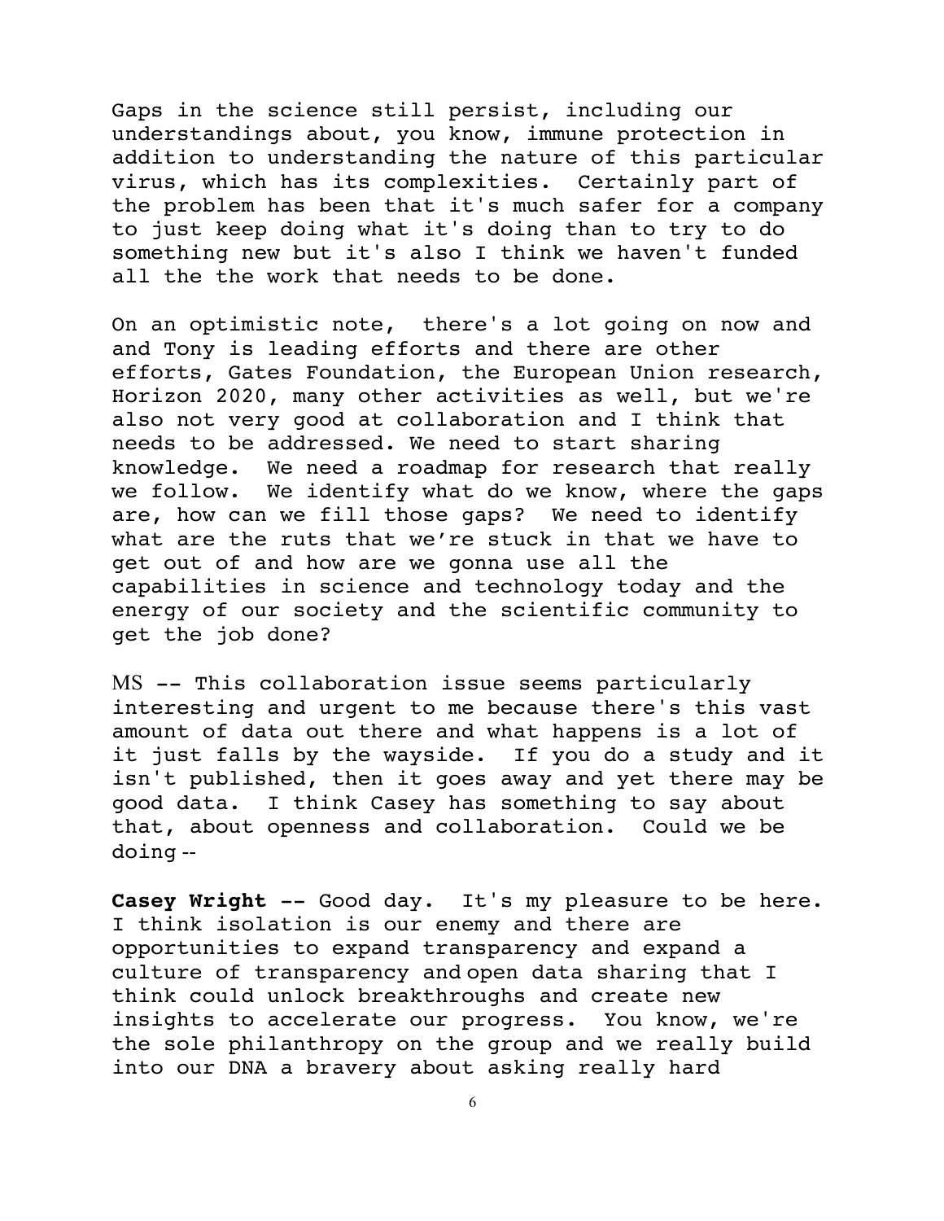Gaps in the science still persist, including our understandings about, you know, immune protection in addition to understanding the nature of this particular virus, which has its complexities. Certainly part of the problem has been that it's much safer for a company to just keep doing what it's doing than to try to do something new but it's also I think we haven't funded all the the work that needs to be done.

On an optimistic note, there's a lot going on now and and Tony is leading efforts and there are other efforts, Gates Foundation, the European Union research, Horizon 2020, many other activities as well, but we're also not very good at collaboration and I think that needs to be addressed. We need to start sharing knowledge. We need a roadmap for research that really we follow. We identify what do we know, where the gaps are, how can we fill those gaps? We need to identify what are the ruts that we're stuck in that we have to get out of and how are we gonna use all the capabilities in science and technology today and the energy of our society and the scientific community to get the job done?

MS -- This collaboration issue seems particularly interesting and urgent to me because there's this vast amount of data out there and what happens is a lot of it just falls by the wayside. If you do a study and it isn't published, then it goes away and yet there may be good data. I think Casey has something to say about that, about openness and collaboration. Could we be doing --

**Casey Wright** -- Good day. It's my pleasure to be here. I think isolation is our enemy and there are opportunities to expand transparency and expand a culture of transparency and open data sharing that I think could unlock breakthroughs and create new insights to accelerate our progress. You know, we're the sole philanthropy on the group and we really build into our DNA a bravery about asking really hard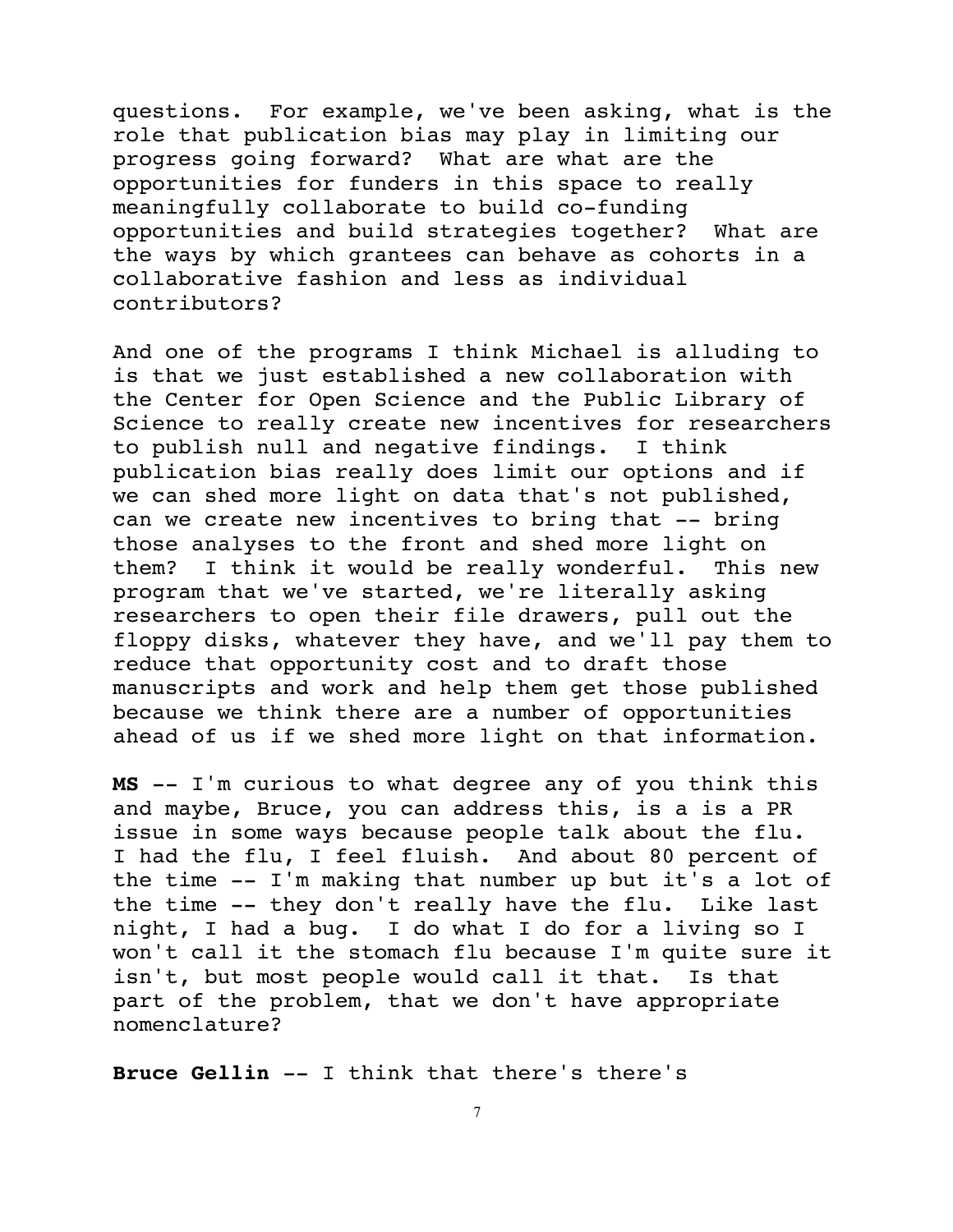questions. For example, we've been asking, what is the role that publication bias may play in limiting our progress going forward? What are what are the opportunities for funders in this space to really meaningfully collaborate to build co-funding opportunities and build strategies together? What are the ways by which grantees can behave as cohorts in a collaborative fashion and less as individual contributors?

And one of the programs I think Michael is alluding to is that we just established a new collaboration with the Center for Open Science and the Public Library of Science to really create new incentives for researchers to publish null and negative findings. I think publication bias really does limit our options and if we can shed more light on data that's not published, can we create new incentives to bring that -- bring those analyses to the front and shed more light on them? I think it would be really wonderful. This new program that we've started, we're literally asking researchers to open their file drawers, pull out the floppy disks, whatever they have, and we'll pay them to reduce that opportunity cost and to draft those manuscripts and work and help them get those published because we think there are a number of opportunities ahead of us if we shed more light on that information.

**MS** -- I'm curious to what degree any of you think this and maybe, Bruce, you can address this, is a is a PR issue in some ways because people talk about the flu. I had the flu, I feel fluish. And about 80 percent of the time -- I'm making that number up but it's a lot of the time -- they don't really have the flu. Like last night, I had a bug. I do what I do for a living so I won't call it the stomach flu because I'm quite sure it isn't, but most people would call it that. Is that part of the problem, that we don't have appropriate nomenclature?

**Bruce Gellin** -- I think that there's there's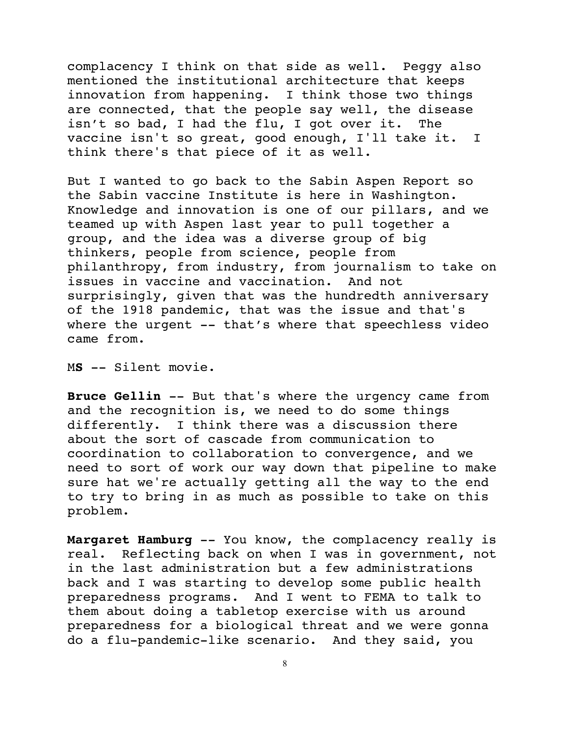complacency I think on that side as well. Peggy also mentioned the institutional architecture that keeps innovation from happening. I think those two things are connected, that the people say well, the disease isn't so bad, I had the flu, I got over it. The vaccine isn't so great, good enough, I'll take it. I think there's that piece of it as well.

But I wanted to go back to the Sabin Aspen Report so the Sabin vaccine Institute is here in Washington. Knowledge and innovation is one of our pillars, and we teamed up with Aspen last year to pull together a group, and the idea was a diverse group of big thinkers, people from science, people from philanthropy, from industry, from journalism to take on issues in vaccine and vaccination. And not surprisingly, given that was the hundredth anniversary of the 1918 pandemic, that was the issue and that's where the urgent -- that's where that speechless video came from.

M**S** -- Silent movie.

**Bruce Gellin** -- But that's where the urgency came from and the recognition is, we need to do some things differently. I think there was a discussion there about the sort of cascade from communication to coordination to collaboration to convergence, and we need to sort of work our way down that pipeline to make sure hat we're actually getting all the way to the end to try to bring in as much as possible to take on this problem.

**Margaret Hamburg** -- You know, the complacency really is real. Reflecting back on when I was in government, not in the last administration but a few administrations back and I was starting to develop some public health preparedness programs. And I went to FEMA to talk to them about doing a tabletop exercise with us around preparedness for a biological threat and we were gonna do a flu-pandemic-like scenario. And they said, you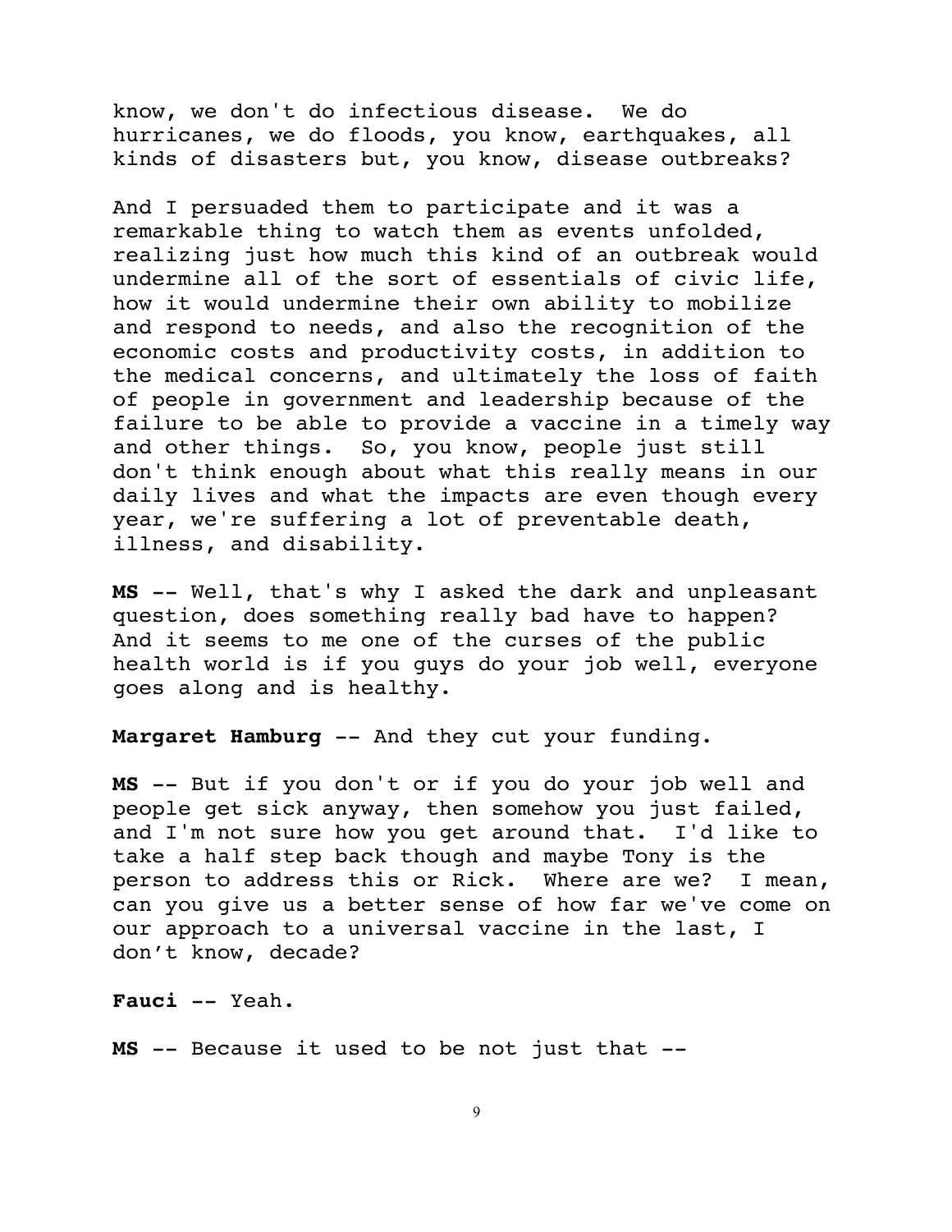know, we don't do infectious disease. We do hurricanes, we do floods, you know, earthquakes, all kinds of disasters but, you know, disease outbreaks?

And I persuaded them to participate and it was a remarkable thing to watch them as events unfolded, realizing just how much this kind of an outbreak would undermine all of the sort of essentials of civic life, how it would undermine their own ability to mobilize and respond to needs, and also the recognition of the economic costs and productivity costs, in addition to the medical concerns, and ultimately the loss of faith of people in government and leadership because of the failure to be able to provide a vaccine in a timely way and other things. So, you know, people just still don't think enough about what this really means in our daily lives and what the impacts are even though every year, we're suffering a lot of preventable death, illness, and disability.

**MS** -- Well, that's why I asked the dark and unpleasant question, does something really bad have to happen? And it seems to me one of the curses of the public health world is if you guys do your job well, everyone goes along and is healthy.

**Margaret Hamburg** -- And they cut your funding.

**MS** -- But if you don't or if you do your job well and people get sick anyway, then somehow you just failed, and I'm not sure how you get around that. I'd like to take a half step back though and maybe Tony is the person to address this or Rick. Where are we? I mean, can you give us a better sense of how far we've come on our approach to a universal vaccine in the last, I don't know, decade?

**Fauci** -- Yeah.

**MS** -- Because it used to be not just that --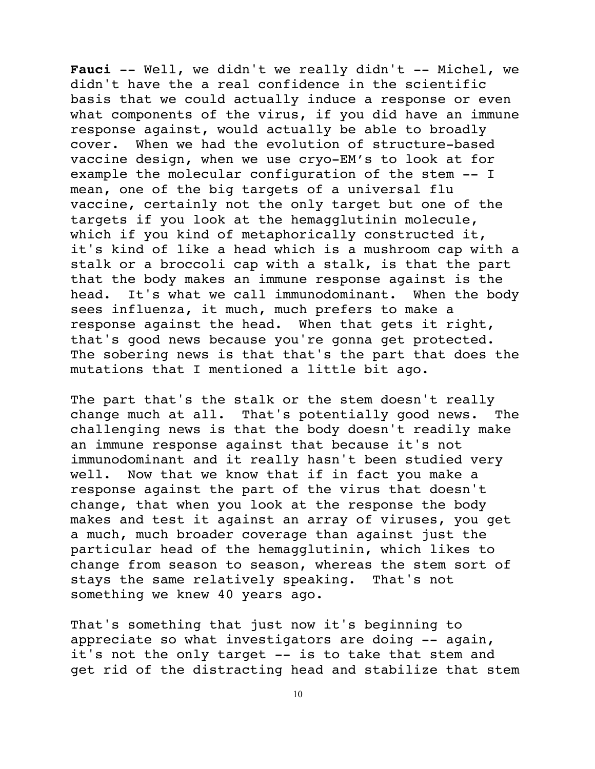**Fauci** -- Well, we didn't we really didn't -- Michel, we didn't have the a real confidence in the scientific basis that we could actually induce a response or even what components of the virus, if you did have an immune response against, would actually be able to broadly cover. When we had the evolution of structure-based vaccine design, when we use cryo-EM's to look at for example the molecular configuration of the stem -- I mean, one of the big targets of a universal flu vaccine, certainly not the only target but one of the targets if you look at the hemagglutinin molecule, which if you kind of metaphorically constructed it, it's kind of like a head which is a mushroom cap with a stalk or a broccoli cap with a stalk, is that the part that the body makes an immune response against is the head. It's what we call immunodominant. When the body sees influenza, it much, much prefers to make a response against the head. When that gets it right, that's good news because you're gonna get protected. The sobering news is that that's the part that does the mutations that I mentioned a little bit ago.

The part that's the stalk or the stem doesn't really change much at all. That's potentially good news. The challenging news is that the body doesn't readily make an immune response against that because it's not immunodominant and it really hasn't been studied very well. Now that we know that if in fact you make a response against the part of the virus that doesn't change, that when you look at the response the body makes and test it against an array of viruses, you get a much, much broader coverage than against just the particular head of the hemagglutinin, which likes to change from season to season, whereas the stem sort of stays the same relatively speaking. That's not something we knew 40 years ago.

That's something that just now it's beginning to appreciate so what investigators are doing -- again, it's not the only target -- is to take that stem and get rid of the distracting head and stabilize that stem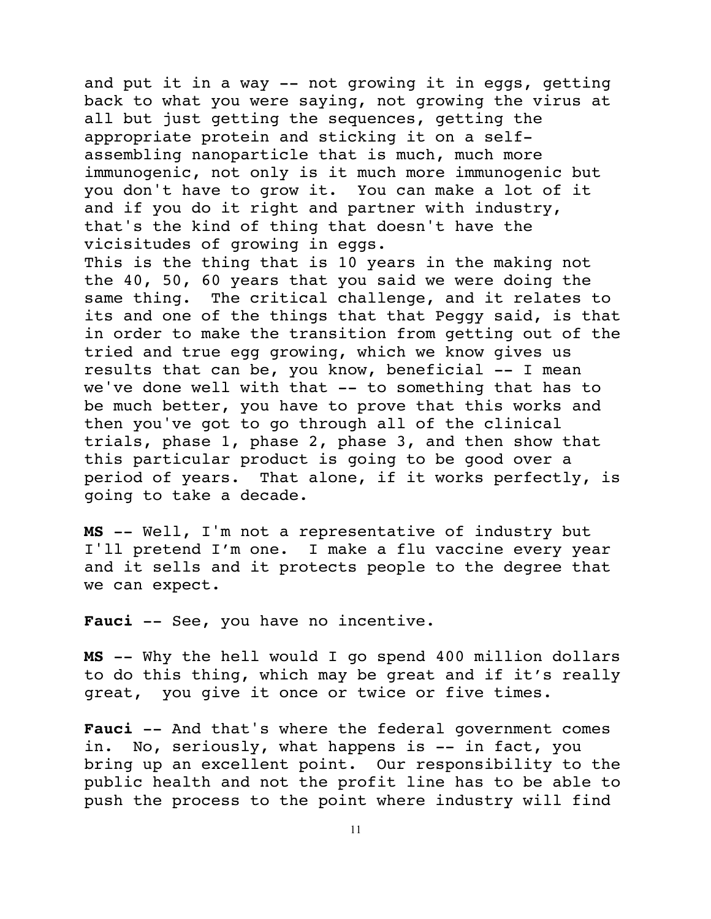and put it in a way -- not growing it in eggs, getting back to what you were saying, not growing the virus at all but just getting the sequences, getting the appropriate protein and sticking it on a self-assembling nanoparticle that is much, much more immunogenic, not only is it much more immunogenic but you don't have to grow it. You can make a lot of it and if you do it right and partner with industry, that's the kind of thing that doesn't have the vicissitudes of growing in eggs.

This is the thing that is 10 years in the making not the 40, 50, 60 years that you said we were doing the same thing. The critical challenge, and it relates to its and one of the things that that Peggy said, is that in order to make the transition from getting out of the tried and true egg growing, which we know gives us results that can be, you know, beneficial -- I mean we've done well with that -- to something that has to be much better, you have to prove that this works and then you've got to go through all of the clinical trials, phase 1, phase 2, phase 3, and then show that this particular product is going to be good over a period of years. That alone, if it works perfectly, is going to take a decade.

**MS** -- Well, I'm not a representative of industry but I'll pretend I'm one. I make a flu vaccine every year and it sells and it protects people to the degree that we can expect.

**Fauci** -- See, you have no incentive.

**MS** -- Why the hell would I go spend 400 million dollars to do this thing, which may be great and if it's really great, you give it once or twice or five times.

**Fauci** -- And that's where the federal government comes in. No, seriously, what happens is -- in fact, you bring up an excellent point. Our responsibility to the public health and not the profit line has to be able to push the process to the point where industry will find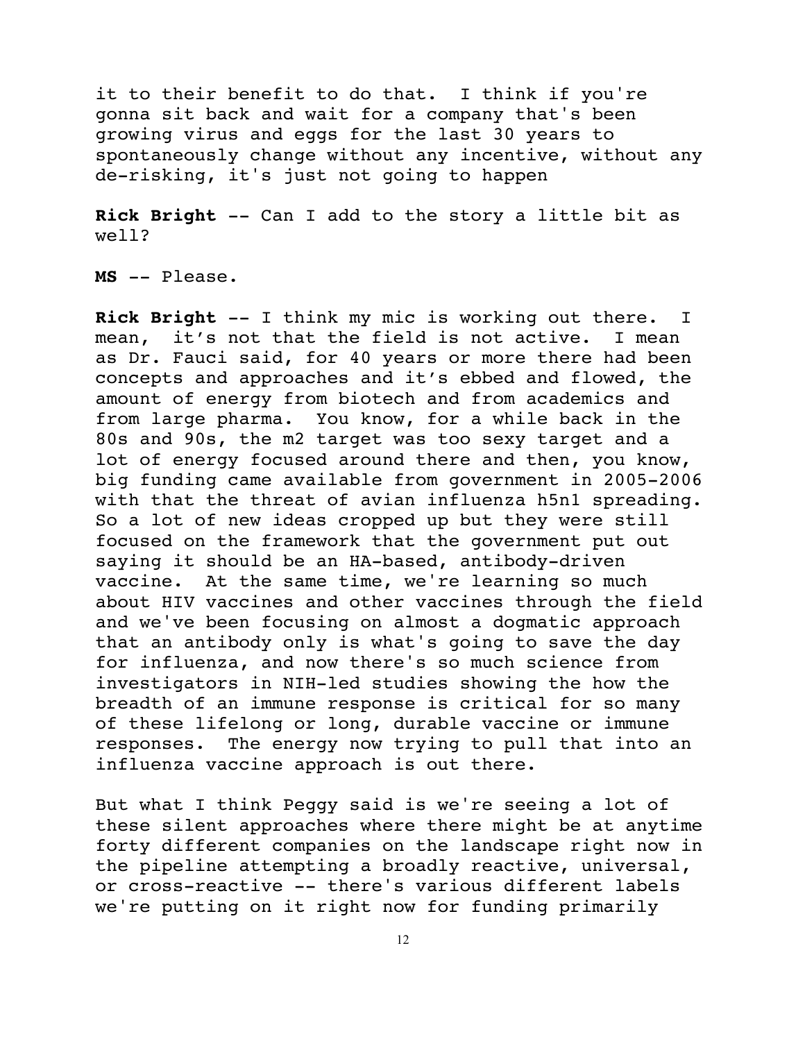it to their benefit to do that. I think if you're gonna sit back and wait for a company that's been growing virus and eggs for the last 30 years to spontaneously change without any incentive, without any de-risking, it's just not going to happen

**Rick Bright** -- Can I add to the story a little bit as well?

**MS** -- Please.

**Rick Bright** -- I think my mic is working out there. I mean, it's not that the field is not active. I mean as Dr. Fauci said, for 40 years or more there had been concepts and approaches and it's ebbed and flowed, the amount of energy from biotech and from academics and from large pharma. You know, for a while back in the 80s and 90s, the m2 target was too sexy target and a lot of energy focused around there and then, you know, big funding came available from government in 2005-2006 with that the threat of avian influenza h5n1 spreading. So a lot of new ideas cropped up but they were still focused on the framework that the government put out saying it should be an HA-based, antibody-driven vaccine. At the same time, we're learning so much about HIV vaccines and other vaccines through the field and we've been focusing on almost a dogmatic approach that an antibody only is what's going to save the day for influenza, and now there's so much science from investigators in NIH-led studies showing the how the breadth of an immune response is critical for so many of these lifelong or long, durable vaccine or immune responses. The energy now trying to pull that into an influenza vaccine approach is out there.

But what I think Peggy said is we're seeing a lot of these silent approaches where there might be at anytime forty different companies on the landscape right now in the pipeline attempting a broadly reactive, universal, or cross-reactive -- there's various different labels we're putting on it right now for funding primarily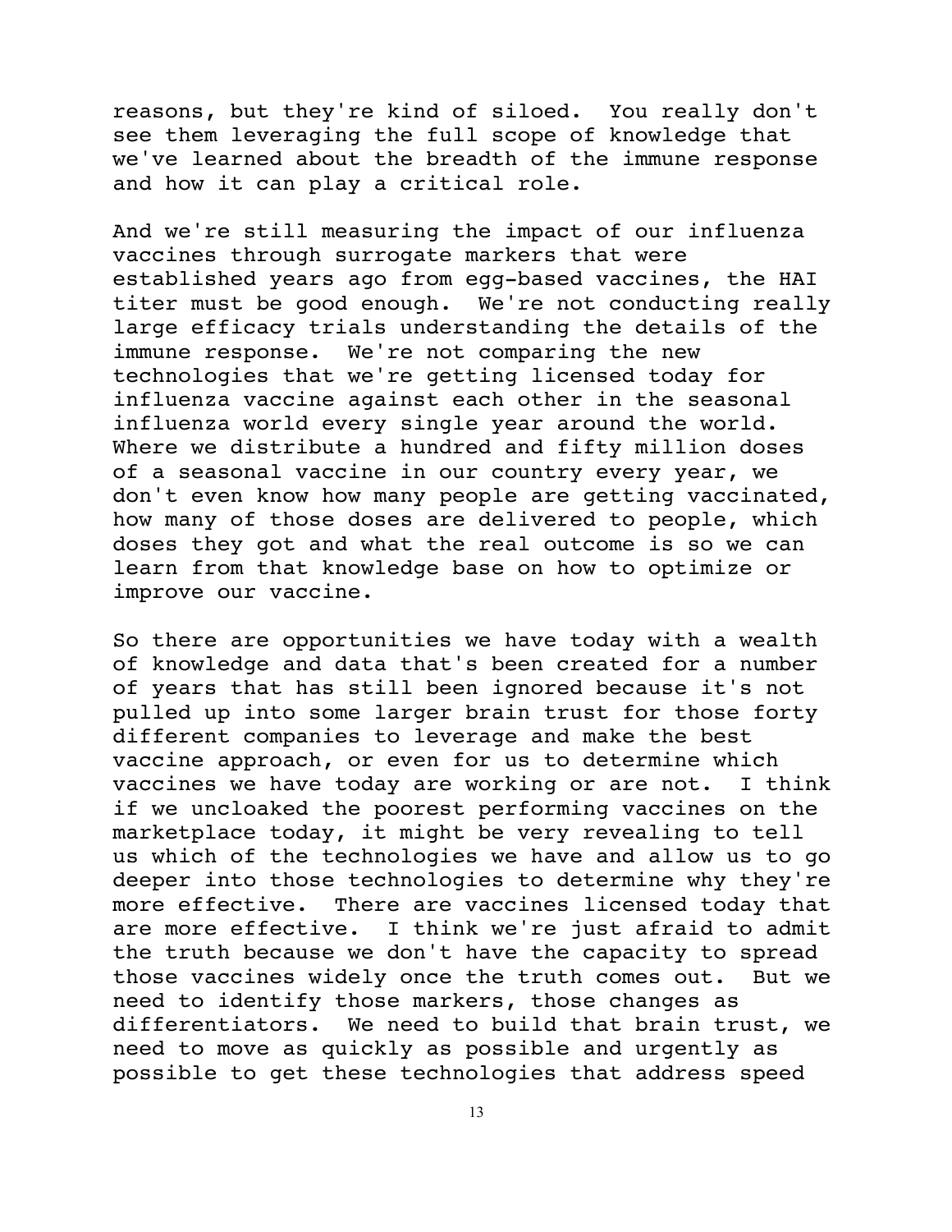reasons, but they're kind of siloed. You really don't see them leveraging the full scope of knowledge that we've learned about the breadth of the immune response and how it can play a critical role.

And we're still measuring the impact of our influenza vaccines through surrogate markers that were established years ago from egg-based vaccines, the HAI titer must be good enough. We're not conducting really large efficacy trials understanding the details of the immune response. We're not comparing the new technologies that we're getting licensed today for influenza vaccine against each other in the seasonal influenza world every single year around the world. Where we distribute a hundred and fifty million doses of a seasonal vaccine in our country every year, we don't even know how many people are getting vaccinated, how many of those doses are delivered to people, which doses they got and what the real outcome is so we can learn from that knowledge base on how to optimize or improve our vaccine.

So there are opportunities we have today with a wealth of knowledge and data that's been created for a number of years that has still been ignored because it's not pulled up into some larger brain trust for those forty different companies to leverage and make the best vaccine approach, or even for us to determine which vaccines we have today are working or are not. I think if we uncloaked the poorest performing vaccines on the marketplace today, it might be very revealing to tell us which of the technologies we have and allow us to go deeper into those technologies to determine why they're more effective. There are vaccines licensed today that are more effective. I think we're just afraid to admit the truth because we don't have the capacity to spread those vaccines widely once the truth comes out. But we need to identify those markers, those changes as differentiators. We need to build that brain trust, we need to move as quickly as possible and urgently as possible to get these technologies that address speed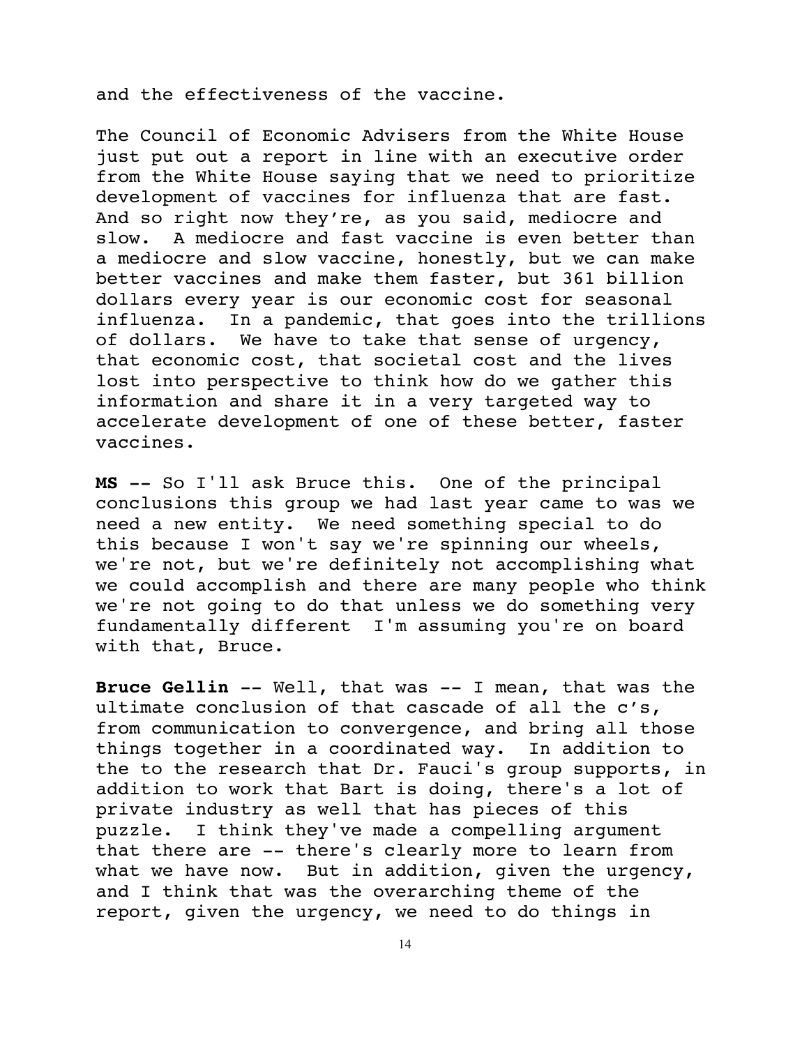and the effectiveness of the vaccine.

The Council of Economic Advisers from the White House just put out a report in line with an executive order from the White House saying that we need to prioritize development of vaccines for influenza that are fast. And so right now they're, as you said, mediocre and slow. A mediocre and fast vaccine is even better than a mediocre and slow vaccine, honestly, but we can make better vaccines and make them faster, but 361 billion dollars every year is our economic cost for seasonal influenza. In a pandemic, that goes into the trillions of dollars. We have to take that sense of urgency, that economic cost, that societal cost and the lives lost into perspective to think how do we gather this information and share it in a very targeted way to accelerate development of one of these better, faster vaccines.

**MS** -- So I'll ask Bruce this. One of the principal conclusions this group we had last year came to was we need a new entity. We need something special to do this because I won't say we're spinning our wheels, we're not, but we're definitely not accomplishing what we could accomplish and there are many people who think we're not going to do that unless we do something very fundamentally different I'm assuming you're on board with that, Bruce.

**Bruce Gellin** -- Well, that was -- I mean, that was the ultimate conclusion of that cascade of all the c's, from communication to convergence, and bring all those things together in a coordinated way. In addition to the to the research that Dr. Fauci's group supports, in addition to work that Bart is doing, there's a lot of private industry as well that has pieces of this puzzle. I think they've made a compelling argument that there are -- there's clearly more to learn from what we have now. But in addition, given the urgency, and I think that was the overarching theme of the report, given the urgency, we need to do things in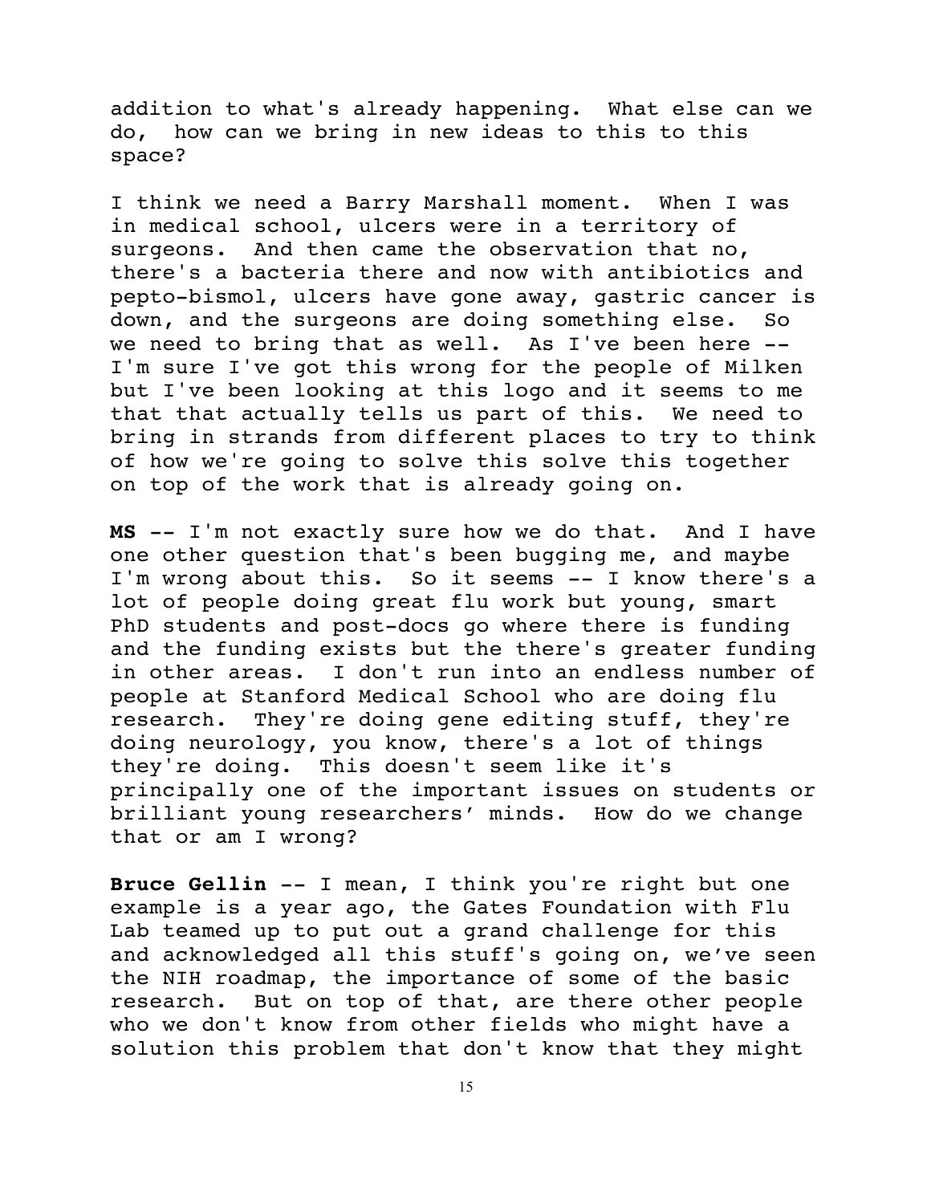addition to what's already happening. What else can we do, how can we bring in new ideas to this to this space?

I think we need a Barry Marshall moment. When I was in medical school, ulcers were in a territory of surgeons. And then came the observation that no, there's a bacteria there and now with antibiotics and pepto-bismol, ulcers have gone away, gastric cancer is down, and the surgeons are doing something else. So we need to bring that as well. As I've been here -- I'm sure I've got this wrong for the people of Milken but I've been looking at this logo and it seems to me that that actually tells us part of this. We need to bring in strands from different places to try to think of how we're going to solve this solve this together on top of the work that is already going on.

**MS** -- I'm not exactly sure how we do that. And I have one other question that's been bugging me, and maybe I'm wrong about this. So it seems -- I know there's a lot of people doing great flu work but young, smart PhD students and post-docs go where there is funding and the funding exists but the there's greater funding in other areas. I don't run into an endless number of people at Stanford Medical School who are doing flu research. They're doing gene editing stuff, they're doing neurology, you know, there's a lot of things they're doing. This doesn't seem like it's principally one of the important issues on students or brilliant young researchers' minds. How do we change that or am I wrong?

**Bruce Gellin** -- I mean, I think you're right but one example is a year ago, the Gates Foundation with Flu Lab teamed up to put out a grand challenge for this and acknowledged all this stuff's going on, we've seen the NIH roadmap, the importance of some of the basic research. But on top of that, are there other people who we don't know from other fields who might have a solution this problem that don't know that they might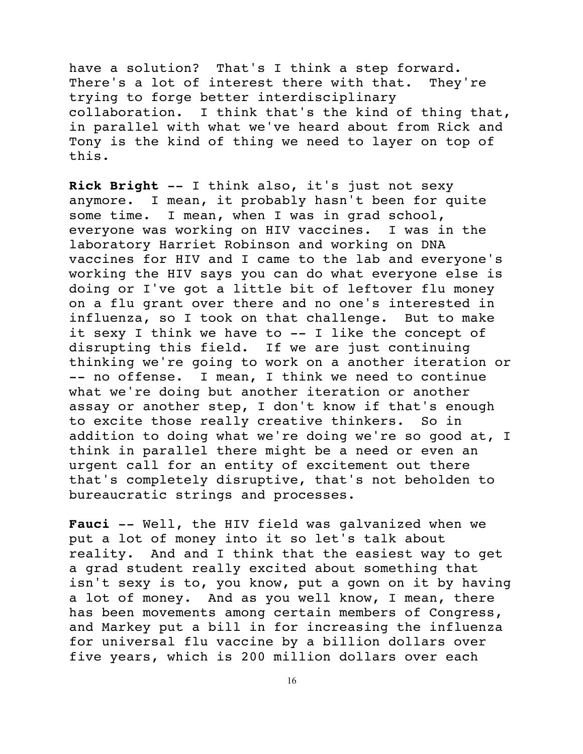have a solution? That's I think a step forward. There's a lot of interest there with that. They're trying to forge better interdisciplinary collaboration. I think that's the kind of thing that, in parallel with what we've heard about from Rick and Tony is the kind of thing we need to layer on top of this.

**Rick Bright** -- I think also, it's just not sexy anymore. I mean, it probably hasn't been for quite some time. I mean, when I was in grad school, everyone was working on HIV vaccines. I was in the laboratory Harriet Robinson and working on DNA vaccines for HIV and I came to the lab and everyone's working the HIV says you can do what everyone else is doing or I've got a little bit of leftover flu money on a flu grant over there and no one's interested in influenza, so I took on that challenge. But to make it sexy I think we have to -- I like the concept of disrupting this field. If we are just continuing thinking we're going to work on a another iteration or -- no offense. I mean, I think we need to continue what we're doing but another iteration or another assay or another step, I don't know if that's enough to excite those really creative thinkers. So in addition to doing what we're doing we're so good at, I think in parallel there might be a need or even an urgent call for an entity of excitement out there that's completely disruptive, that's not beholden to bureaucratic strings and processes.

**Fauci** -- Well, the HIV field was galvanized when we put a lot of money into it so let's talk about reality. And and I think that the easiest way to get a grad student really excited about something that isn't sexy is to, you know, put a gown on it by having a lot of money. And as you well know, I mean, there has been movements among certain members of Congress, and Markey put a bill in for increasing the influenza for universal flu vaccine by a billion dollars over five years, which is 200 million dollars over each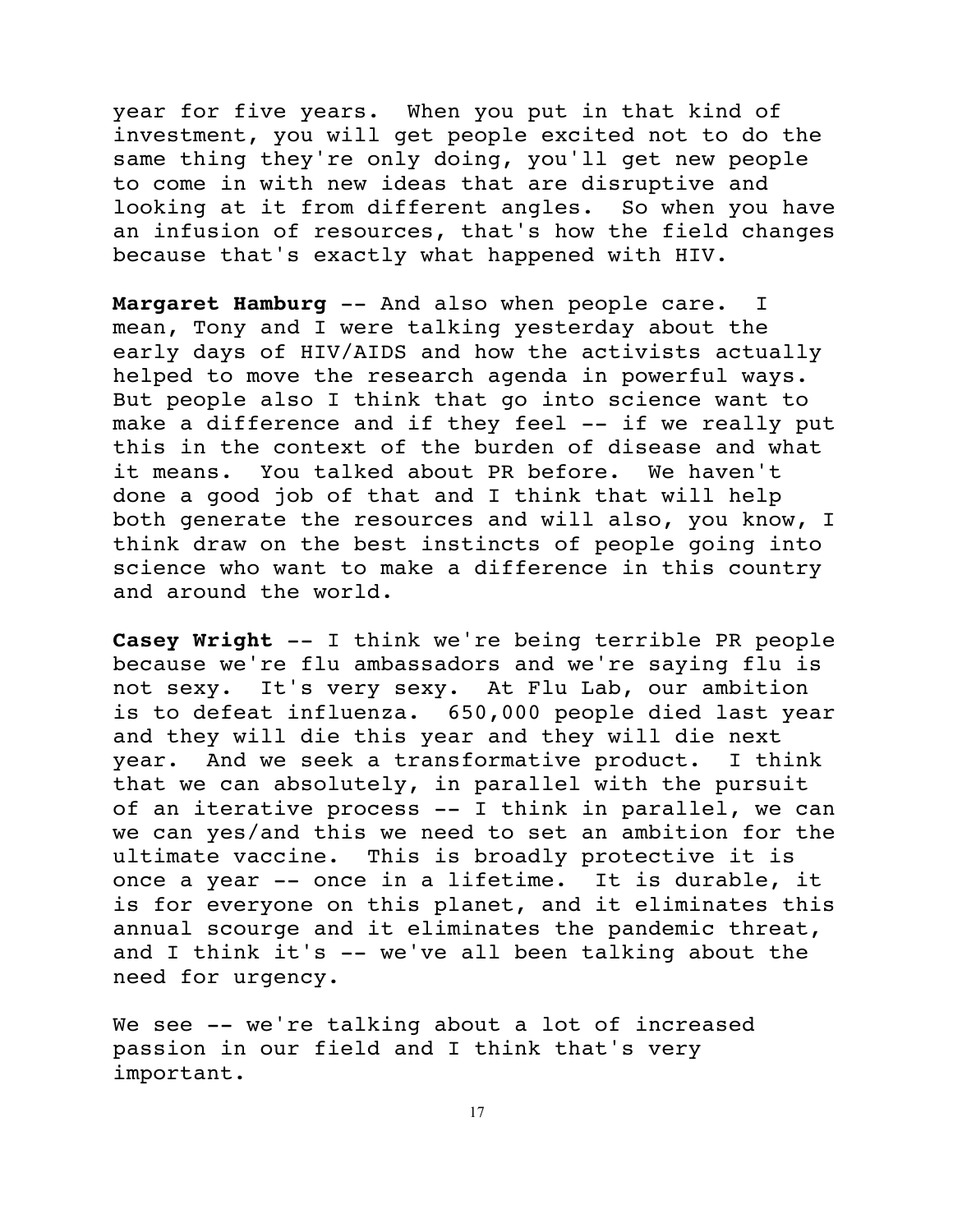year for five years. When you put in that kind of investment, you will get people excited not to do the same thing they're only doing, you'll get new people to come in with new ideas that are disruptive and looking at it from different angles. So when you have an infusion of resources, that's how the field changes because that's exactly what happened with HIV.

**Margaret Hamburg** -- And also when people care. I mean, Tony and I were talking yesterday about the early days of HIV/AIDS and how the activists actually helped to move the research agenda in powerful ways. But people also I think that go into science want to make a difference and if they feel -- if we really put this in the context of the burden of disease and what it means. You talked about PR before. We haven't done a good job of that and I think that will help both generate the resources and will also, you know, I think draw on the best instincts of people going into science who want to make a difference in this country and around the world.

**Casey Wright** -- I think we're being terrible PR people because we're flu ambassadors and we're saying flu is not sexy. It's very sexy. At Flu Lab, our ambition is to defeat influenza. 650,000 people died last year and they will die this year and they will die next year. And we seek a transformative product. I think that we can absolutely, in parallel with the pursuit of an iterative process -- I think in parallel, we can we can yes/and this we need to set an ambition for the ultimate vaccine. This is broadly protective it is once a year -- once in a lifetime. It is durable, it is for everyone on this planet, and it eliminates this annual scourge and it eliminates the pandemic threat, and I think it's -- we've all been talking about the need for urgency.

We see -- we're talking about a lot of increased passion in our field and I think that's very important.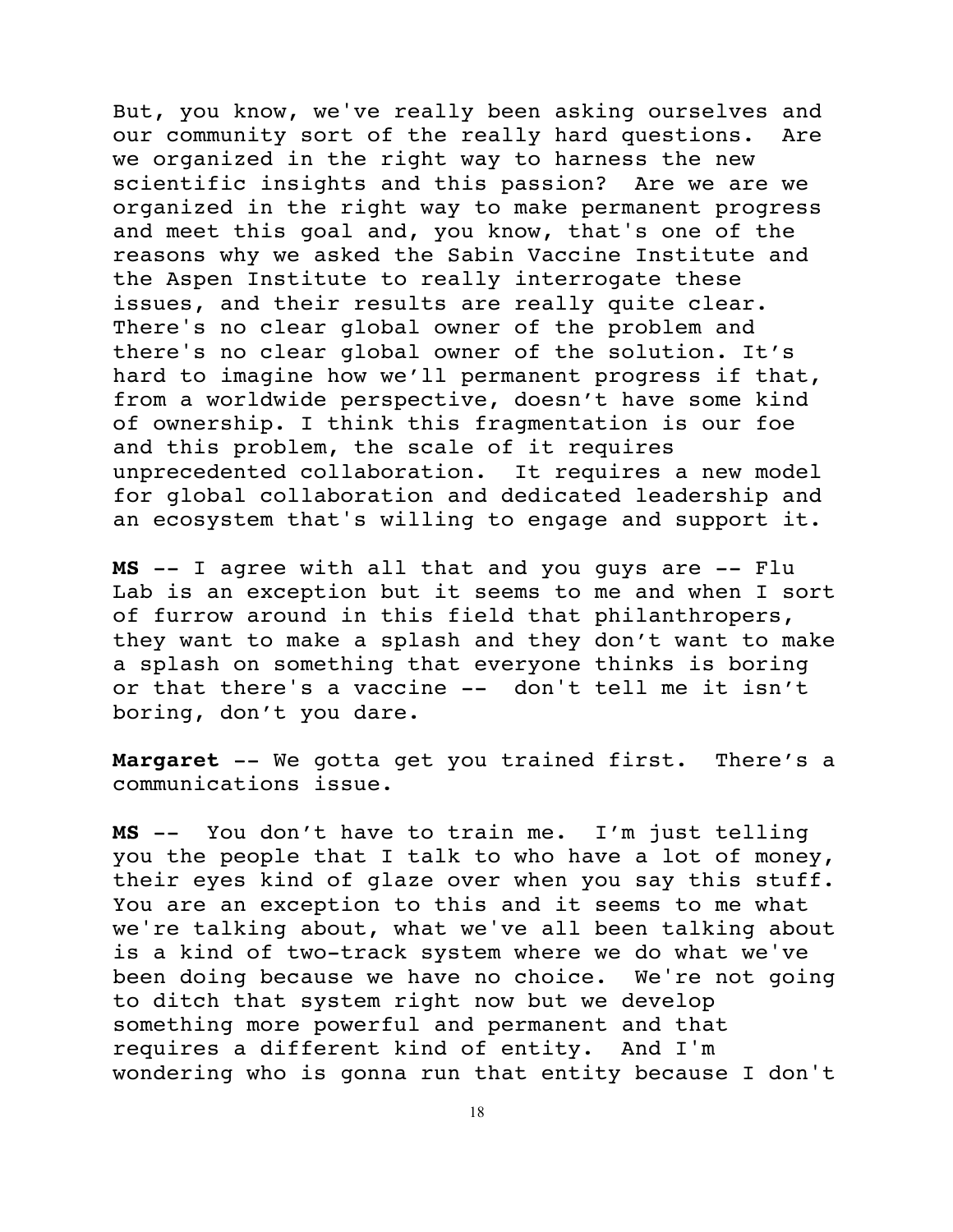But, you know, we've really been asking ourselves and our community sort of the really hard questions. Are we organized in the right way to harness the new scientific insights and this passion? Are we are we organized in the right way to make permanent progress and meet this goal and, you know, that's one of the reasons why we asked the Sabin Vaccine Institute and the Aspen Institute to really interrogate these issues, and their results are really quite clear. There's no clear global owner of the problem and there's no clear global owner of the solution. It's hard to imagine how we'll permanent progress if that, from a worldwide perspective, doesn't have some kind of ownership. I think this fragmentation is our foe and this problem, the scale of it requires unprecedented collaboration. It requires a new model for global collaboration and dedicated leadership and an ecosystem that's willing to engage and support it.

**MS** -- I agree with all that and you guys are -- Flu Lab is an exception but it seems to me and when I sort of furrow around in this field that philanthropers, they want to make a splash and they don't want to make a splash on something that everyone thinks is boring or that there's a vaccine -- don't tell me it isn't boring, don't you dare.

**Margaret** -- We gotta get you trained first. There's a communications issue.

**MS** -- You don't have to train me. I'm just telling you the people that I talk to who have a lot of money, their eyes kind of glaze over when you say this stuff. You are an exception to this and it seems to me what we're talking about, what we've all been talking about is a kind of two-track system where we do what we've been doing because we have no choice. We're not going to ditch that system right now but we develop something more powerful and permanent and that requires a different kind of entity. And I'm wondering who is gonna run that entity because I don't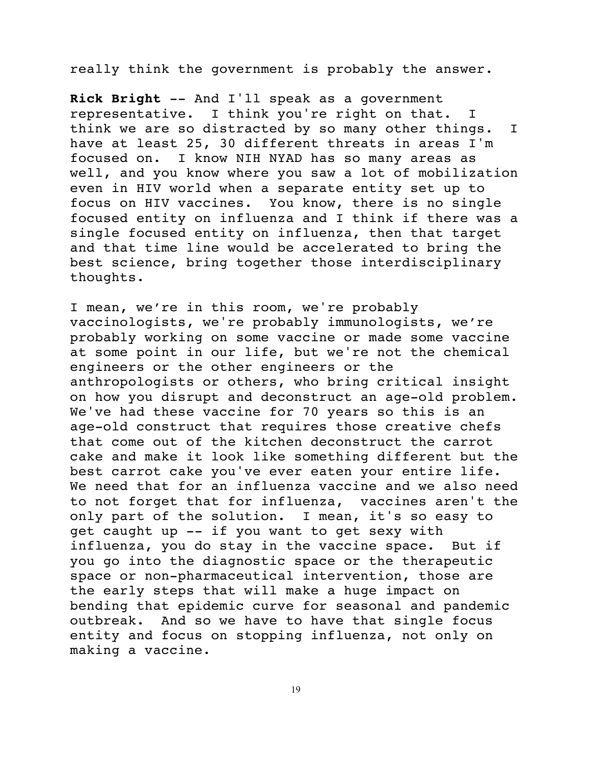really think the government is probably the answer.

**Rick Bright** -- And I'll speak as a government representative. I think you're right on that. I think we are so distracted by so many other things. I have at least 25, 30 different threats in areas I'm focused on. I know NIH NYAD has so many areas as well, and you know where you saw a lot of mobilization even in HIV world when a separate entity set up to focus on HIV vaccines. You know, there is no single focused entity on influenza and I think if there was a single focused entity on influenza, then that target and that time line would be accelerated to bring the best science, bring together those interdisciplinary thoughts.

I mean, we're in this room, we're probably vaccinologists, we're probably immunologists, we're probably working on some vaccine or made some vaccine at some point in our life, but we're not the chemical engineers or the other engineers or the anthropologists or others, who bring critical insight on how you disrupt and deconstruct an age-old problem. We've had these vaccine for 70 years so this is an age-old construct that requires those creative chefs that come out of the kitchen deconstruct the carrot cake and make it look like something different but the best carrot cake you've ever eaten your entire life. We need that for an influenza vaccine and we also need to not forget that for influenza, vaccines aren't the only part of the solution. I mean, it's so easy to get caught up -- if you want to get sexy with influenza, you do stay in the vaccine space. But if you go into the diagnostic space or the therapeutic space or non-pharmaceutical intervention, those are the early steps that will make a huge impact on bending that epidemic curve for seasonal and pandemic outbreak. And so we have to have that single focus entity and focus on stopping influenza, not only on making a vaccine.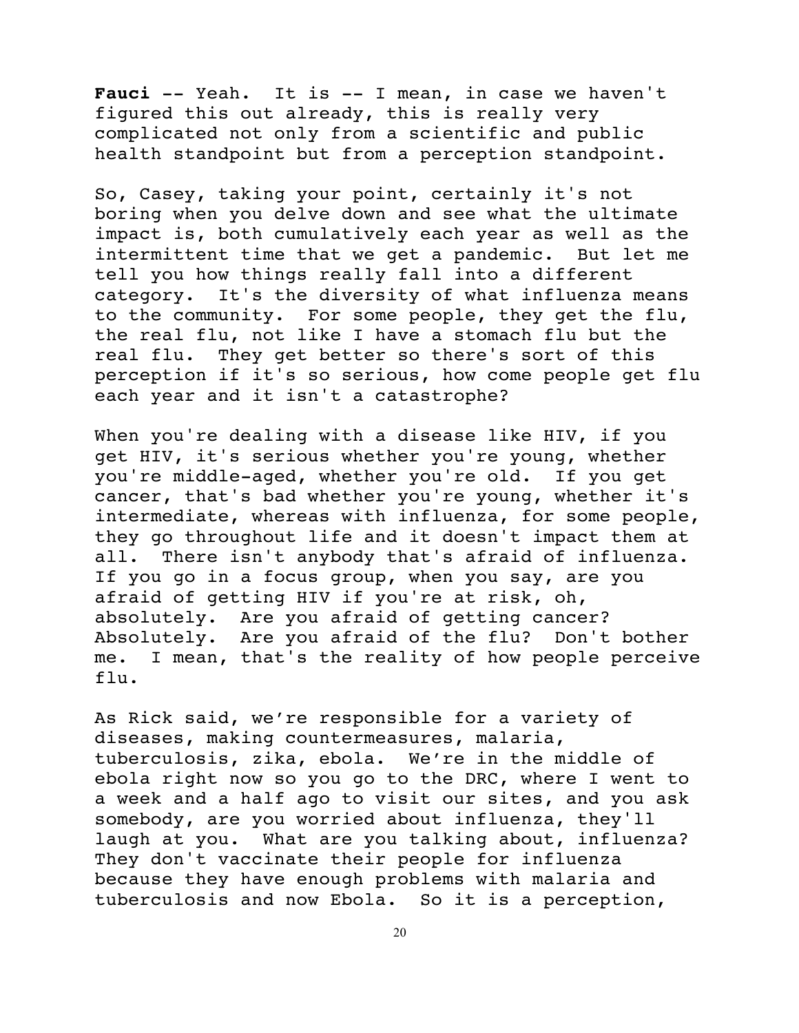**Fauci** -- Yeah. It is -- I mean, in case we haven't figured this out already, this is really very complicated not only from a scientific and public health standpoint but from a perception standpoint.

So, Casey, taking your point, certainly it's not boring when you delve down and see what the ultimate impact is, both cumulatively each year as well as the intermittent time that we get a pandemic. But let me tell you how things really fall into a different category. It's the diversity of what influenza means to the community. For some people, they get the flu, the real flu, not like I have a stomach flu but the real flu. They get better so there's sort of this perception if it's so serious, how come people get flu each year and it isn't a catastrophe?

When you're dealing with a disease like HIV, if you get HIV, it's serious whether you're young, whether you're middle-aged, whether you're old. If you get cancer, that's bad whether you're young, whether it's intermediate, whereas with influenza, for some people, they go throughout life and it doesn't impact them at all. There isn't anybody that's afraid of influenza. If you go in a focus group, when you say, are you afraid of getting HIV if you're at risk, oh, absolutely. Are you afraid of getting cancer? Absolutely. Are you afraid of the flu? Don't bother me. I mean, that's the reality of how people perceive flu.

As Rick said, we're responsible for a variety of diseases, making countermeasures, malaria, tuberculosis, zika, ebola. We're in the middle of ebola right now so you go to the DRC, where I went to a week and a half ago to visit our sites, and you ask somebody, are you worried about influenza, they'll laugh at you. What are you talking about, influenza? They don't vaccinate their people for influenza because they have enough problems with malaria and tuberculosis and now Ebola. So it is a perception,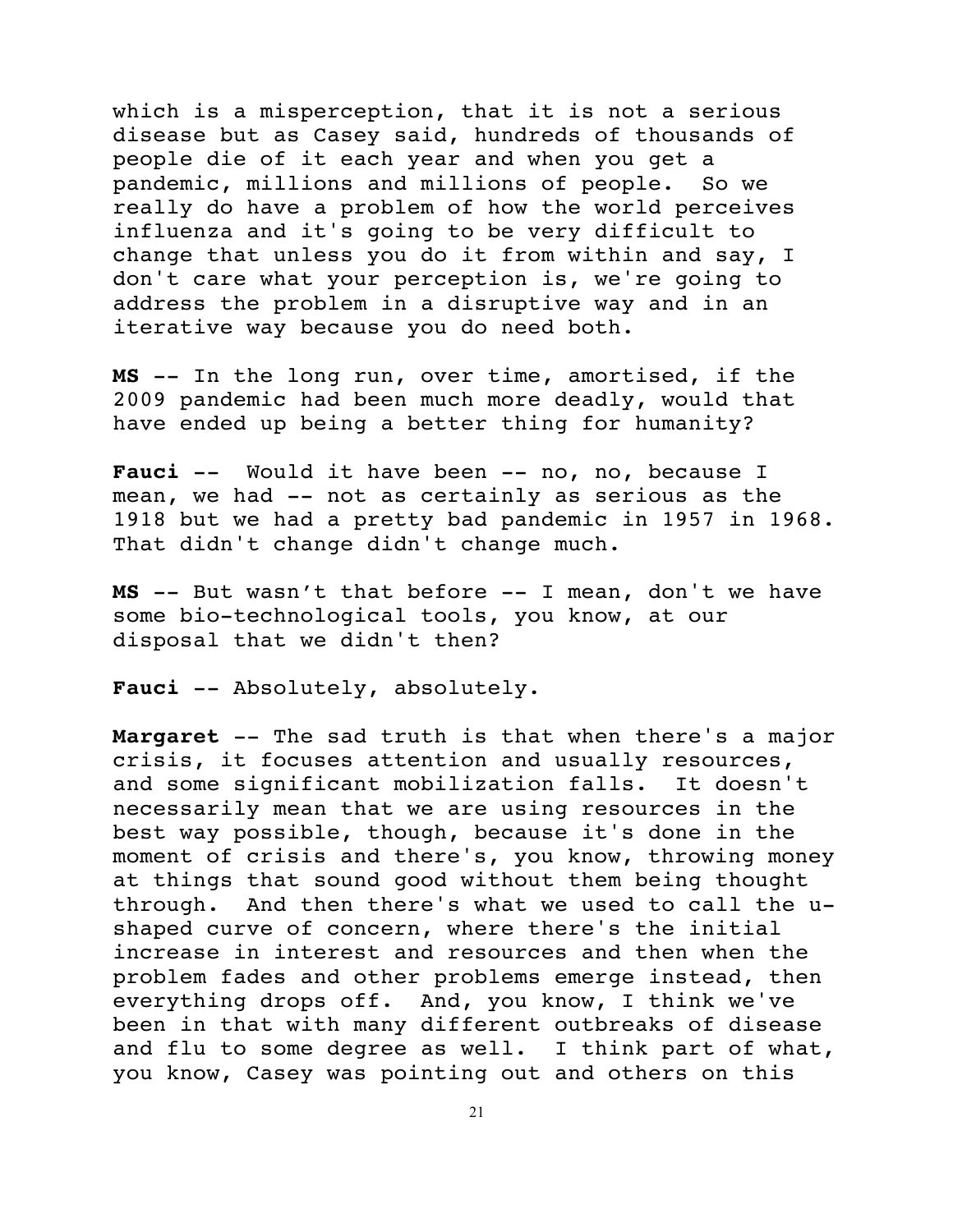which is a misperception, that it is not a serious disease but as Casey said, hundreds of thousands of people die of it each year and when you get a pandemic, millions and millions of people. So we really do have a problem of how the world perceives influenza and it's going to be very difficult to change that unless you do it from within and say, I don't care what your perception is, we're going to address the problem in a disruptive way and in an iterative way because you do need both.

**MS** -- In the long run, over time, amortised, if the 2009 pandemic had been much more deadly, would that have ended up being a better thing for humanity?

**Fauci** -- Would it have been -- no, no, because I mean, we had -- not as certainly as serious as the 1918 but we had a pretty bad pandemic in 1957 in 1968. That didn't change didn't change much.

**MS** -- But wasn't that before -- I mean, don't we have some bio-technological tools, you know, at our disposal that we didn't then?

**Fauci** -- Absolutely, absolutely.

**Margaret** -- The sad truth is that when there's a major crisis, it focuses attention and usually resources, and some significant mobilization falls. It doesn't necessarily mean that we are using resources in the best way possible, though, because it's done in the moment of crisis and there's, you know, throwing money at things that sound good without them being thought through. And then there's what we used to call the u-shaped curve of concern, where there's the initial increase in interest and resources and then when the problem fades and other problems emerge instead, then everything drops off. And, you know, I think we've been in that with many different outbreaks of disease and flu to some degree as well. I think part of what, you know, Casey was pointing out and others on this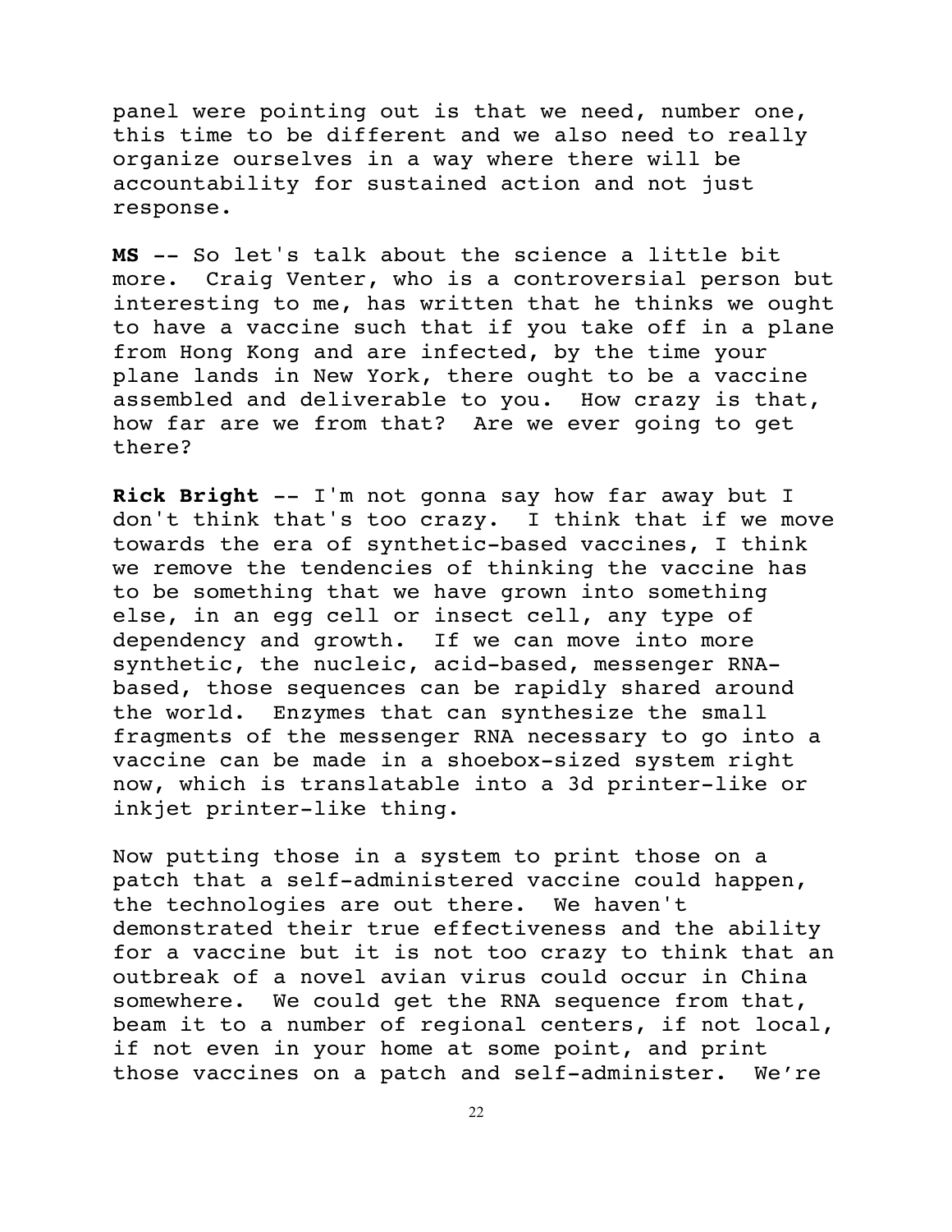panel were pointing out is that we need, number one, this time to be different and we also need to really organize ourselves in a way where there will be accountability for sustained action and not just response.

**MS** -- So let's talk about the science a little bit more. Craig Venter, who is a controversial person but interesting to me, has written that he thinks we ought to have a vaccine such that if you take off in a plane from Hong Kong and are infected, by the time your plane lands in New York, there ought to be a vaccine assembled and deliverable to you. How crazy is that, how far are we from that? Are we ever going to get there?

**Rick Bright** -- I'm not gonna say how far away but I don't think that's too crazy. I think that if we move towards the era of synthetic-based vaccines, I think we remove the tendencies of thinking the vaccine has to be something that we have grown into something else, in an egg cell or insect cell, any type of dependency and growth. If we can move into more synthetic, the nucleic, acid-based, messenger RNA-based, those sequences can be rapidly shared around the world. Enzymes that can synthesize the small fragments of the messenger RNA necessary to go into a vaccine can be made in a shoebox-sized system right now, which is translatable into a 3d printer-like or inkjet printer-like thing.

Now putting those in a system to print those on a patch that a self-administered vaccine could happen, the technologies are out there. We haven't demonstrated their true effectiveness and the ability for a vaccine but it is not too crazy to think that an outbreak of a novel avian virus could occur in China somewhere. We could get the RNA sequence from that, beam it to a number of regional centers, if not local, if not even in your home at some point, and print those vaccines on a patch and self-administer. We're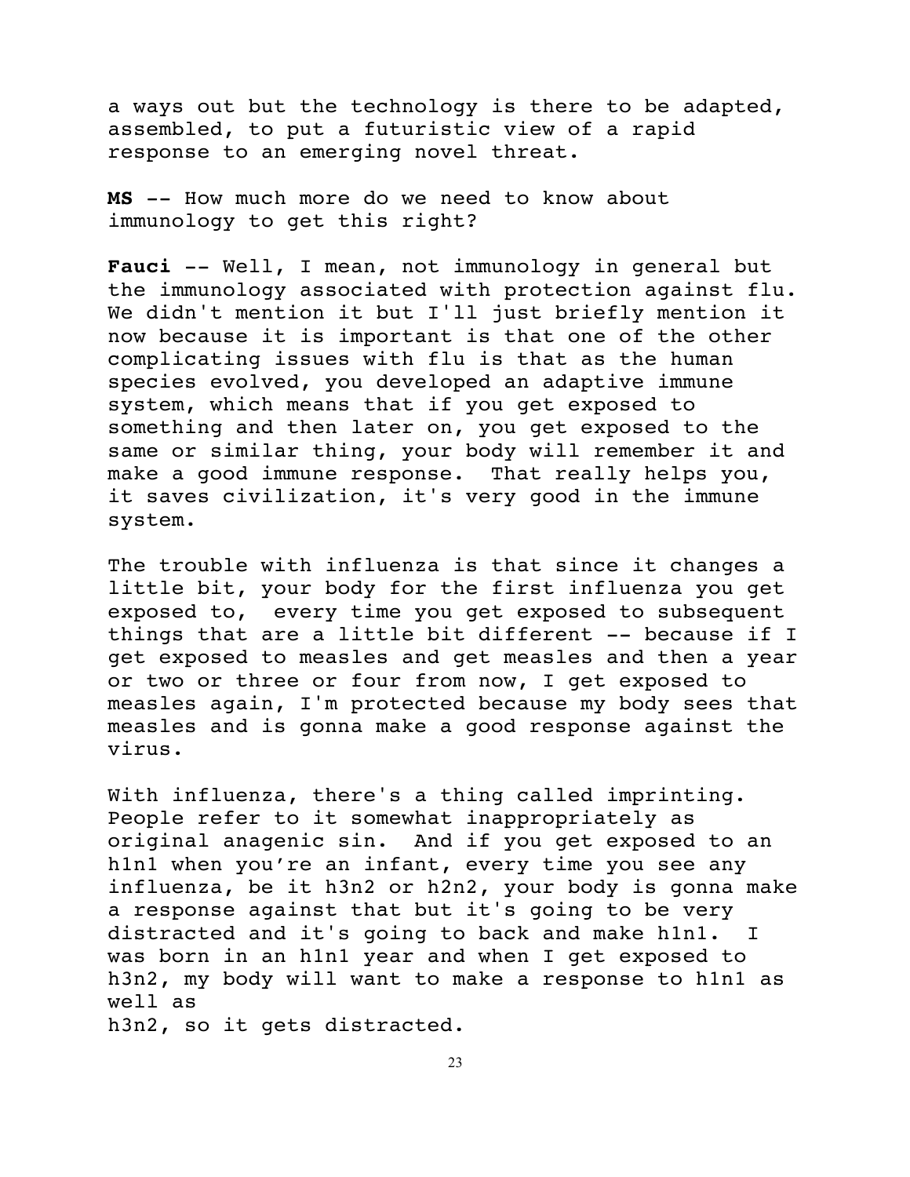a ways out but the technology is there to be adapted, assembled, to put a futuristic view of a rapid response to an emerging novel threat.

**MS** -- How much more do we need to know about immunology to get this right?

**Fauci** -- Well, I mean, not immunology in general but the immunology associated with protection against flu. We didn't mention it but I'll just briefly mention it now because it is important is that one of the other complicating issues with flu is that as the human species evolved, you developed an adaptive immune system, which means that if you get exposed to something and then later on, you get exposed to the same or similar thing, your body will remember it and make a good immune response. That really helps you, it saves civilization, it's very good in the immune system.

The trouble with influenza is that since it changes a little bit, your body for the first influenza you get exposed to, every time you get exposed to subsequent things that are a little bit different -- because if I get exposed to measles and get measles and then a year or two or three or four from now, I get exposed to measles again, I'm protected because my body sees that measles and is gonna make a good response against the virus.

With influenza, there's a thing called imprinting. People refer to it somewhat inappropriately as original anagenic sin. And if you get exposed to an h1n1 when you're an infant, every time you see any influenza, be it h3n2 or h2n2, your body is gonna make a response against that but it's going to be very distracted and it's going to back and make h1n1. I was born in an h1n1 year and when I get exposed to h3n2, my body will want to make a response to h1n1 as well as
h3n2, so it gets distracted.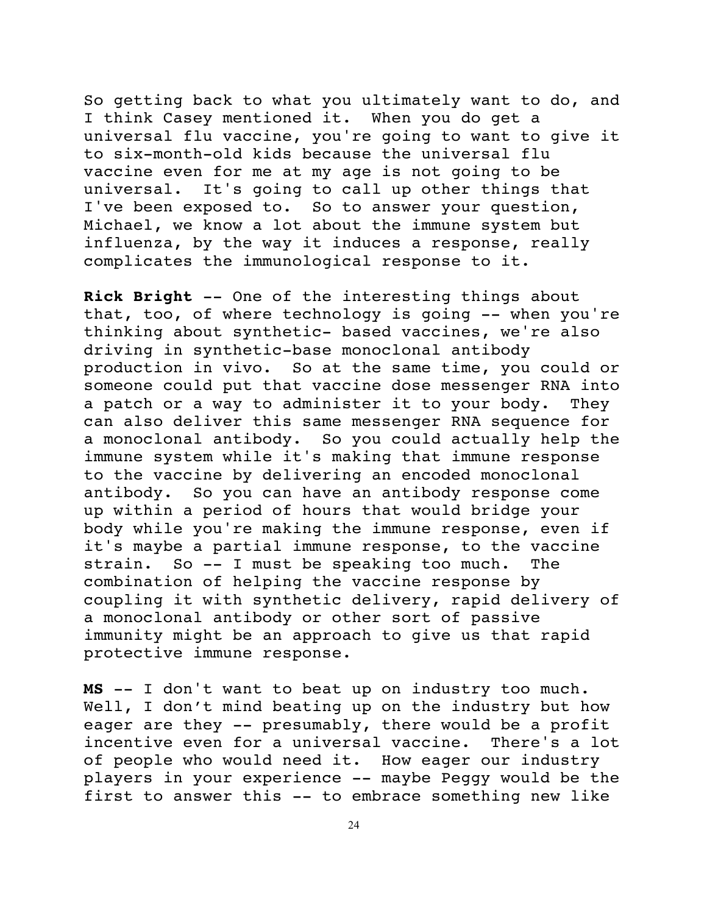So getting back to what you ultimately want to do, and I think Casey mentioned it. When you do get a universal flu vaccine, you're going to want to give it to six-month-old kids because the universal flu vaccine even for me at my age is not going to be universal. It's going to call up other things that I've been exposed to. So to answer your question, Michael, we know a lot about the immune system but influenza, by the way it induces a response, really complicates the immunological response to it.

**Rick Bright** -- One of the interesting things about that, too, of where technology is going -- when you're thinking about synthetic- based vaccines, we're also driving in synthetic-base monoclonal antibody production in vivo. So at the same time, you could or someone could put that vaccine dose messenger RNA into a patch or a way to administer it to your body. They can also deliver this same messenger RNA sequence for a monoclonal antibody. So you could actually help the immune system while it's making that immune response to the vaccine by delivering an encoded monoclonal antibody. So you can have an antibody response come up within a period of hours that would bridge your body while you're making the immune response, even if it's maybe a partial immune response, to the vaccine strain. So -- I must be speaking too much. The combination of helping the vaccine response by coupling it with synthetic delivery, rapid delivery of a monoclonal antibody or other sort of passive immunity might be an approach to give us that rapid protective immune response.

**MS** -- I don't want to beat up on industry too much. Well, I don't mind beating up on the industry but how eager are they -- presumably, there would be a profit incentive even for a universal vaccine. There's a lot of people who would need it. How eager our industry players in your experience -- maybe Peggy would be the first to answer this -- to embrace something new like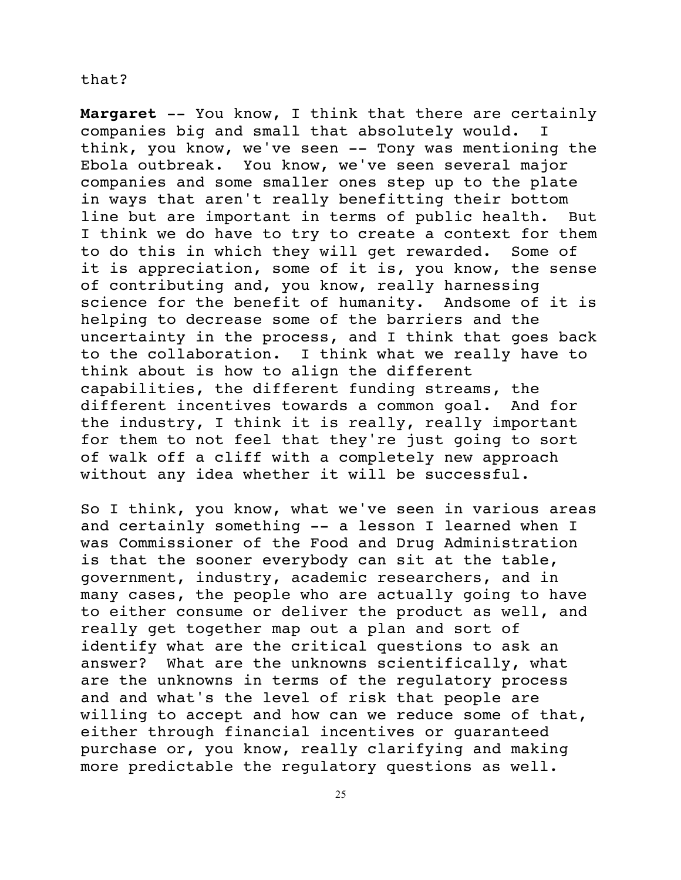that?

**Margaret** -- You know, I think that there are certainly companies big and small that absolutely would. I think, you know, we've seen -- Tony was mentioning the Ebola outbreak. You know, we've seen several major companies and some smaller ones step up to the plate in ways that aren't really benefitting their bottom line but are important in terms of public health. But I think we do have to try to create a context for them to do this in which they will get rewarded. Some of it is appreciation, some of it is, you know, the sense of contributing and, you know, really harnessing science for the benefit of humanity. Andsome of it is helping to decrease some of the barriers and the uncertainty in the process, and I think that goes back to the collaboration. I think what we really have to think about is how to align the different capabilities, the different funding streams, the different incentives towards a common goal. And for the industry, I think it is really, really important for them to not feel that they're just going to sort of walk off a cliff with a completely new approach without any idea whether it will be successful.

So I think, you know, what we've seen in various areas and certainly something -- a lesson I learned when I was Commissioner of the Food and Drug Administration is that the sooner everybody can sit at the table, government, industry, academic researchers, and in many cases, the people who are actually going to have to either consume or deliver the product as well, and really get together map out a plan and sort of identify what are the critical questions to ask an answer? What are the unknowns scientifically, what are the unknowns in terms of the regulatory process and and what's the level of risk that people are willing to accept and how can we reduce some of that, either through financial incentives or guaranteed purchase or, you know, really clarifying and making more predictable the regulatory questions as well.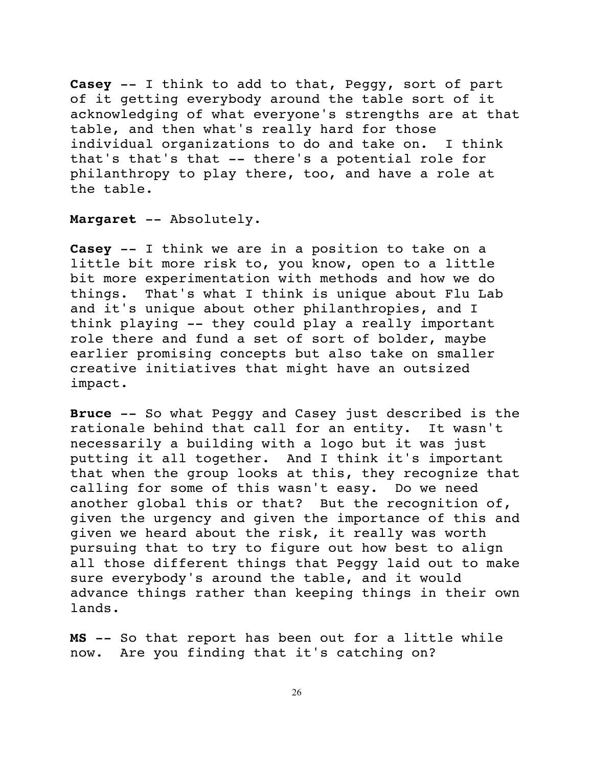**Casey** -- I think to add to that, Peggy, sort of part of it getting everybody around the table sort of it acknowledging of what everyone's strengths are at that table, and then what's really hard for those individual organizations to do and take on. I think that's that's that -- there's a potential role for philanthropy to play there, too, and have a role at the table.

**Margaret** -- Absolutely.

**Casey** -- I think we are in a position to take on a little bit more risk to, you know, open to a little bit more experimentation with methods and how we do things. That's what I think is unique about Flu Lab and it's unique about other philanthropies, and I think playing -- they could play a really important role there and fund a set of sort of bolder, maybe earlier promising concepts but also take on smaller creative initiatives that might have an outsized impact.

**Bruce** -- So what Peggy and Casey just described is the rationale behind that call for an entity. It wasn't necessarily a building with a logo but it was just putting it all together. And I think it's important that when the group looks at this, they recognize that calling for some of this wasn't easy. Do we need another global this or that? But the recognition of, given the urgency and given the importance of this and given we heard about the risk, it really was worth pursuing that to try to figure out how best to align all those different things that Peggy laid out to make sure everybody's around the table, and it would advance things rather than keeping things in their own lands.

**MS** -- So that report has been out for a little while now. Are you finding that it's catching on?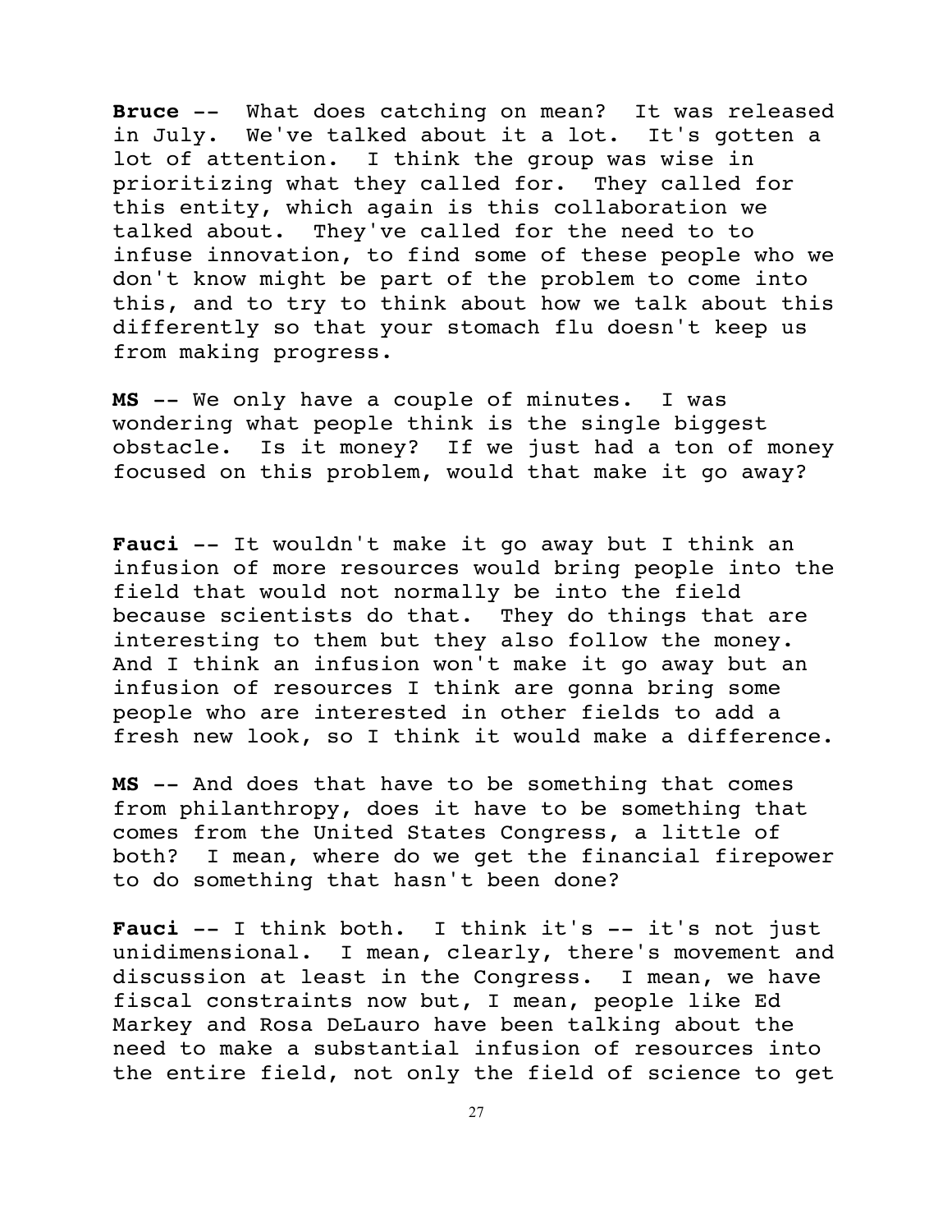**Bruce --** What does catching on mean? It was released in July. We've talked about it a lot. It's gotten a lot of attention. I think the group was wise in prioritizing what they called for. They called for this entity, which again is this collaboration we talked about. They've called for the need to to infuse innovation, to find some of these people who we don't know might be part of the problem to come into this, and to try to think about how we talk about this differently so that your stomach flu doesn't keep us from making progress.

**MS --** We only have a couple of minutes. I was wondering what people think is the single biggest obstacle. Is it money? If we just had a ton of money focused on this problem, would that make it go away?

**Fauci --** It wouldn't make it go away but I think an infusion of more resources would bring people into the field that would not normally be into the field because scientists do that. They do things that are interesting to them but they also follow the money. And I think an infusion won't make it go away but an infusion of resources I think are gonna bring some people who are interested in other fields to add a fresh new look, so I think it would make a difference.

**MS --** And does that have to be something that comes from philanthropy, does it have to be something that comes from the United States Congress, a little of both? I mean, where do we get the financial firepower to do something that hasn't been done?

**Fauci --** I think both. I think it's -- it's not just unidimensional. I mean, clearly, there's movement and discussion at least in the Congress. I mean, we have fiscal constraints now but, I mean, people like Ed Markey and Rosa DeLauro have been talking about the need to make a substantial infusion of resources into the entire field, not only the field of science to get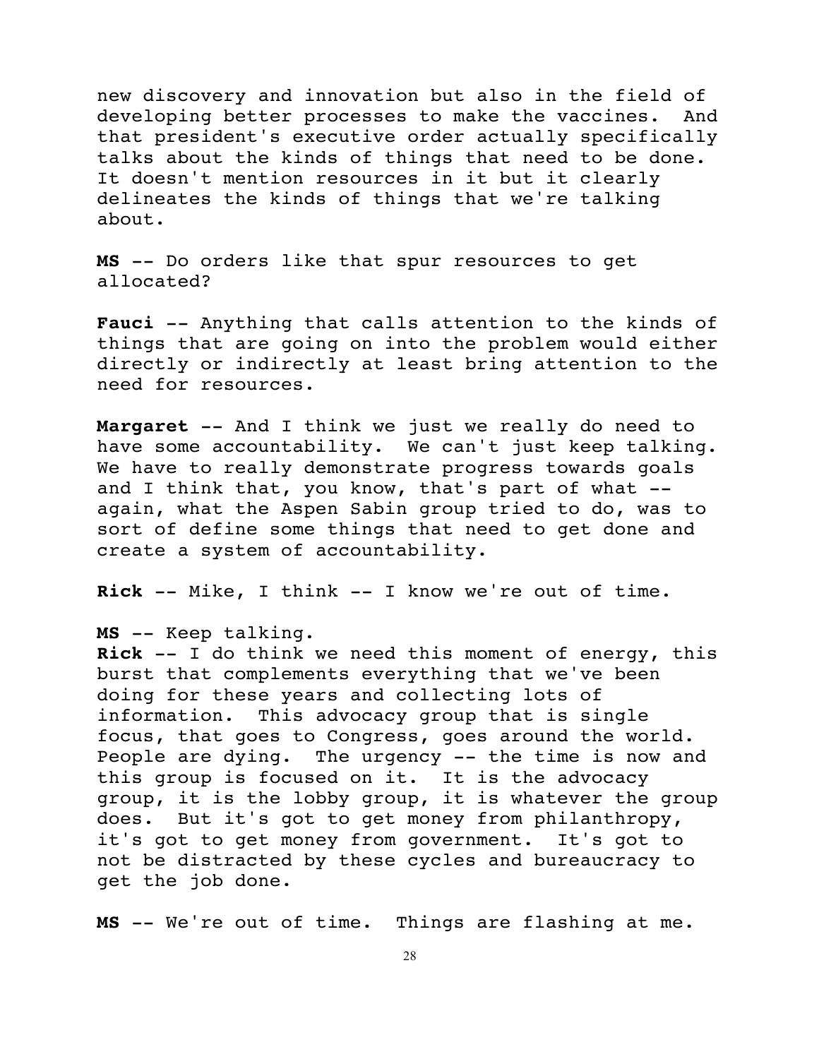new discovery and innovation but also in the field of developing better processes to make the vaccines. And that president's executive order actually specifically talks about the kinds of things that need to be done. It doesn't mention resources in it but it clearly delineates the kinds of things that we're talking about.

**MS** -- Do orders like that spur resources to get allocated?

**Fauci** -- Anything that calls attention to the kinds of things that are going on into the problem would either directly or indirectly at least bring attention to the need for resources.

**Margaret** -- And I think we just we really do need to have some accountability. We can't just keep talking. We have to really demonstrate progress towards goals and I think that, you know, that's part of what -- again, what the Aspen Sabin group tried to do, was to sort of define some things that need to get done and create a system of accountability.

**Rick** -- Mike, I think -- I know we're out of time.

**MS** -- Keep talking.

**Rick** -- I do think we need this moment of energy, this burst that complements everything that we've been doing for these years and collecting lots of information. This advocacy group that is single focus, that goes to Congress, goes around the world. People are dying. The urgency -- the time is now and this group is focused on it. It is the advocacy group, it is the lobby group, it is whatever the group does. But it's got to get money from philanthropy, it's got to get money from government. It's got to not be distracted by these cycles and bureaucracy to get the job done.

**MS** -- We're out of time. Things are flashing at me.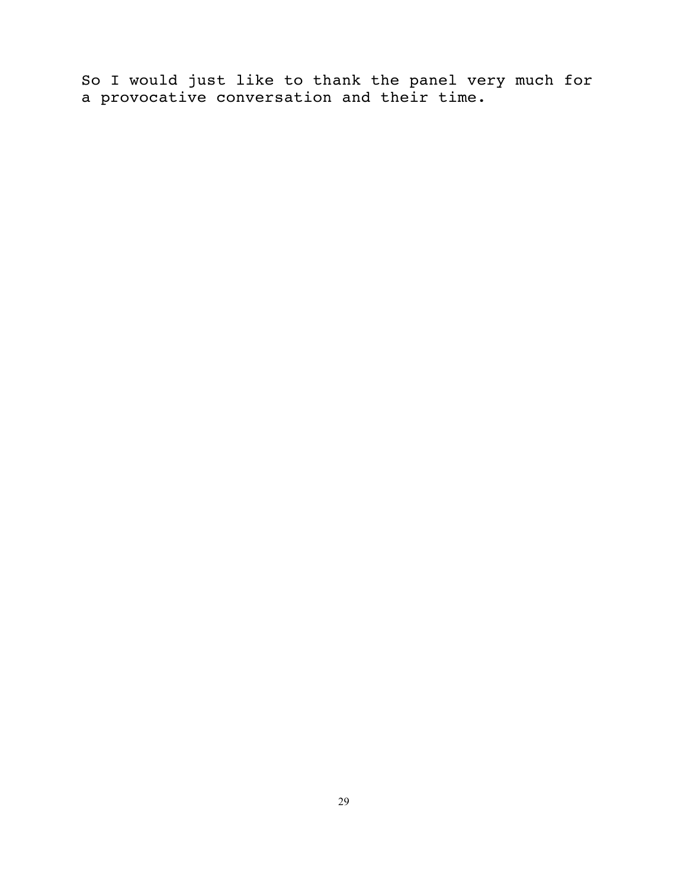So I would just like to thank the panel very much for a provocative conversation and their time.